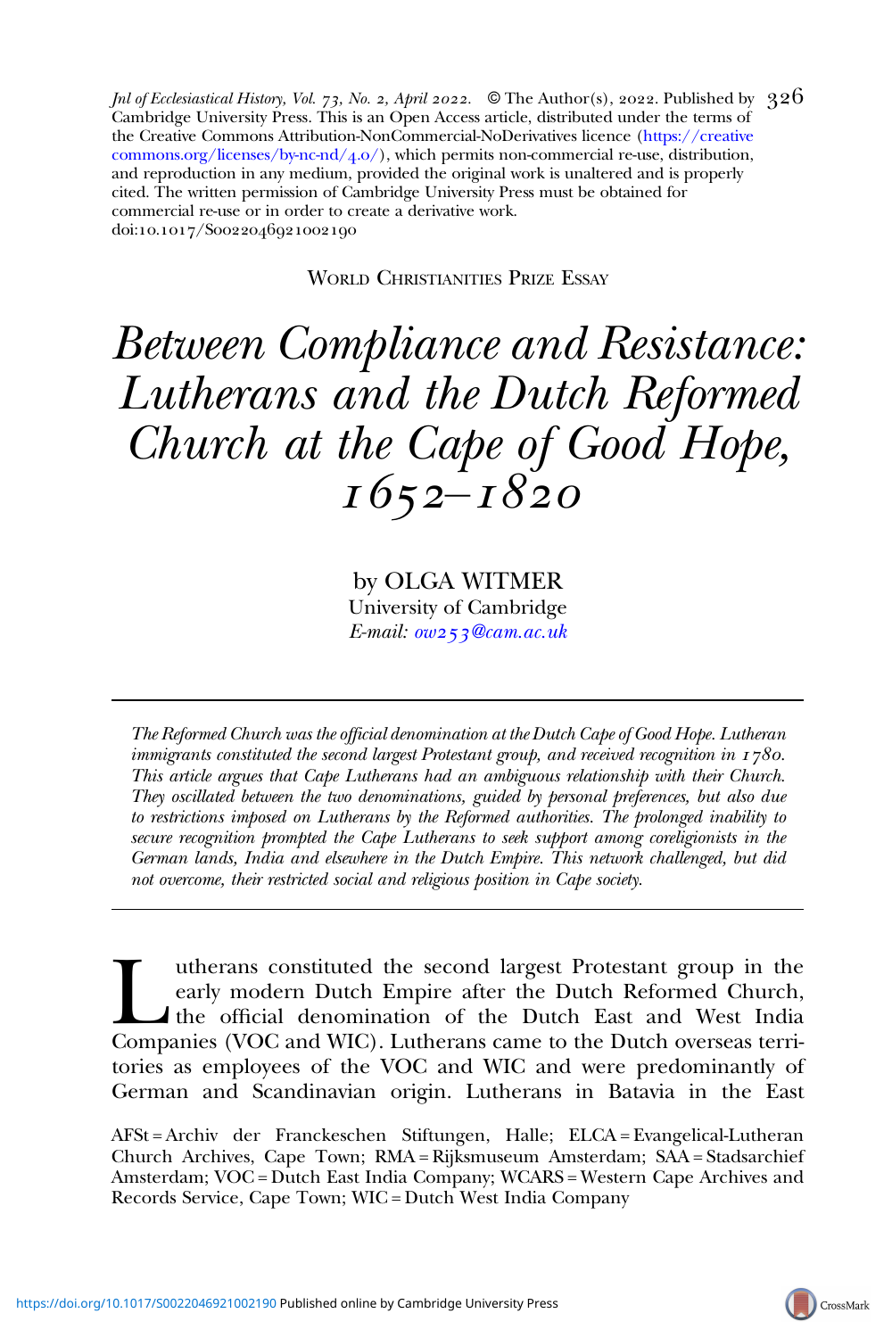WORLD CHRISTIANITIES PRIZE ESSAY

# *Between Compliance and Resistance: Lutherans and the Dutch Reformed Church at the Cape of Good Hope, 1652–1820*

by OLGA WITMER
University of Cambridge
*E-mail: ow253@cam.ac.uk*

---

*The Reformed Church was the official denomination at the Dutch Cape of Good Hope. Lutheran immigrants constituted the second largest Protestant group, and received recognition in 1780. This article argues that Cape Lutherans had an ambiguous relationship with their Church. They oscillated between the two denominations, guided by personal preferences, but also due to restrictions imposed on Lutherans by the Reformed authorities. The prolonged inability to secure recognition prompted the Cape Lutherans to seek support among coreligionists in the German lands, India and elsewhere in the Dutch Empire. This network challenged, but did not overcome, their restricted social and religious position in Cape society.*

---

Lutherans constituted the second largest Protestant group in the early modern Dutch Empire after the Dutch Reformed Church, the official denomination of the Dutch East and West India Companies (VOC and WIC). Lutherans came to the Dutch overseas territories as employees of the VOC and WIC and were predominantly of German and Scandinavian origin. Lutherans in Batavia in the East

AFSt = Archiv der Franckeschen Stiftungen, Halle; ELCA = Evangelical-Lutheran Church Archives, Cape Town; RMA = Rijksmuseum Amsterdam; SAA = Stadsarchief Amsterdam; VOC = Dutch East India Company; WCARS = Western Cape Archives and Records Service, Cape Town; WIC = Dutch West India Company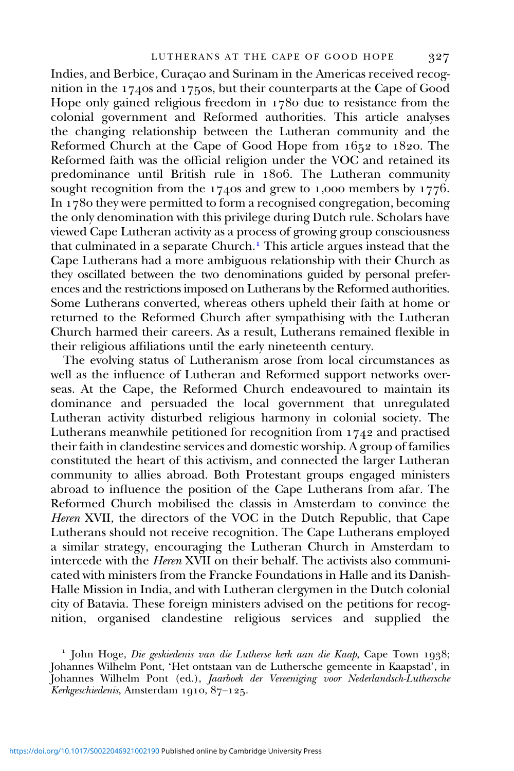Indies, and Berbice, Curaçao and Surinam in the Americas received recognition in the 1740s and 1750s, but their counterparts at the Cape of Good Hope only gained religious freedom in 1780 due to resistance from the colonial government and Reformed authorities. This article analyses the changing relationship between the Lutheran community and the Reformed Church at the Cape of Good Hope from 1652 to 1820. The Reformed faith was the official religion under the VOC and retained its predominance until British rule in 1806. The Lutheran community sought recognition from the 1740s and grew to 1,000 members by 1776. In 1780 they were permitted to form a recognised congregation, becoming the only denomination with this privilege during Dutch rule. Scholars have viewed Cape Lutheran activity as a process of growing group consciousness that culminated in a separate Church.[1] This article argues instead that the Cape Lutherans had a more ambiguous relationship with their Church as they oscillated between the two denominations guided by personal preferences and the restrictions imposed on Lutherans by the Reformed authorities. Some Lutherans converted, whereas others upheld their faith at home or returned to the Reformed Church after sympathising with the Lutheran Church harmed their careers. As a result, Lutherans remained flexible in their religious affiliations until the early nineteenth century.

The evolving status of Lutheranism arose from local circumstances as well as the influence of Lutheran and Reformed support networks overseas. At the Cape, the Reformed Church endeavoured to maintain its dominance and persuaded the local government that unregulated Lutheran activity disturbed religious harmony in colonial society. The Lutherans meanwhile petitioned for recognition from 1742 and practised their faith in clandestine services and domestic worship. A group of families constituted the heart of this activism, and connected the larger Lutheran community to allies abroad. Both Protestant groups engaged ministers abroad to influence the position of the Cape Lutherans from afar. The Reformed Church mobilised the classis in Amsterdam to convince the *Heren* XVII, the directors of the VOC in the Dutch Republic, that Cape Lutherans should not receive recognition. The Cape Lutherans employed a similar strategy, encouraging the Lutheran Church in Amsterdam to intercede with the *Heren* XVII on their behalf. The activists also communicated with ministers from the Francke Foundations in Halle and its Danish-Halle Mission in India, and with Lutheran clergymen in the Dutch colonial city of Batavia. These foreign ministers advised on the petitions for recognition, organised clandestine religious services and supplied the

[1] John Hoge, *Die geskiedenis van die Lutherse kerk aan die Kaap*, Cape Town 1938; Johannes Wilhelm Pont, 'Het ontstaan van de Luthersche gemeente in Kaapstad', in Johannes Wilhelm Pont (ed.), *Jaarboek der Vereeniging voor Nederlandsch-Luthersche Kerkgeschiedenis*, Amsterdam 1910, 87–125.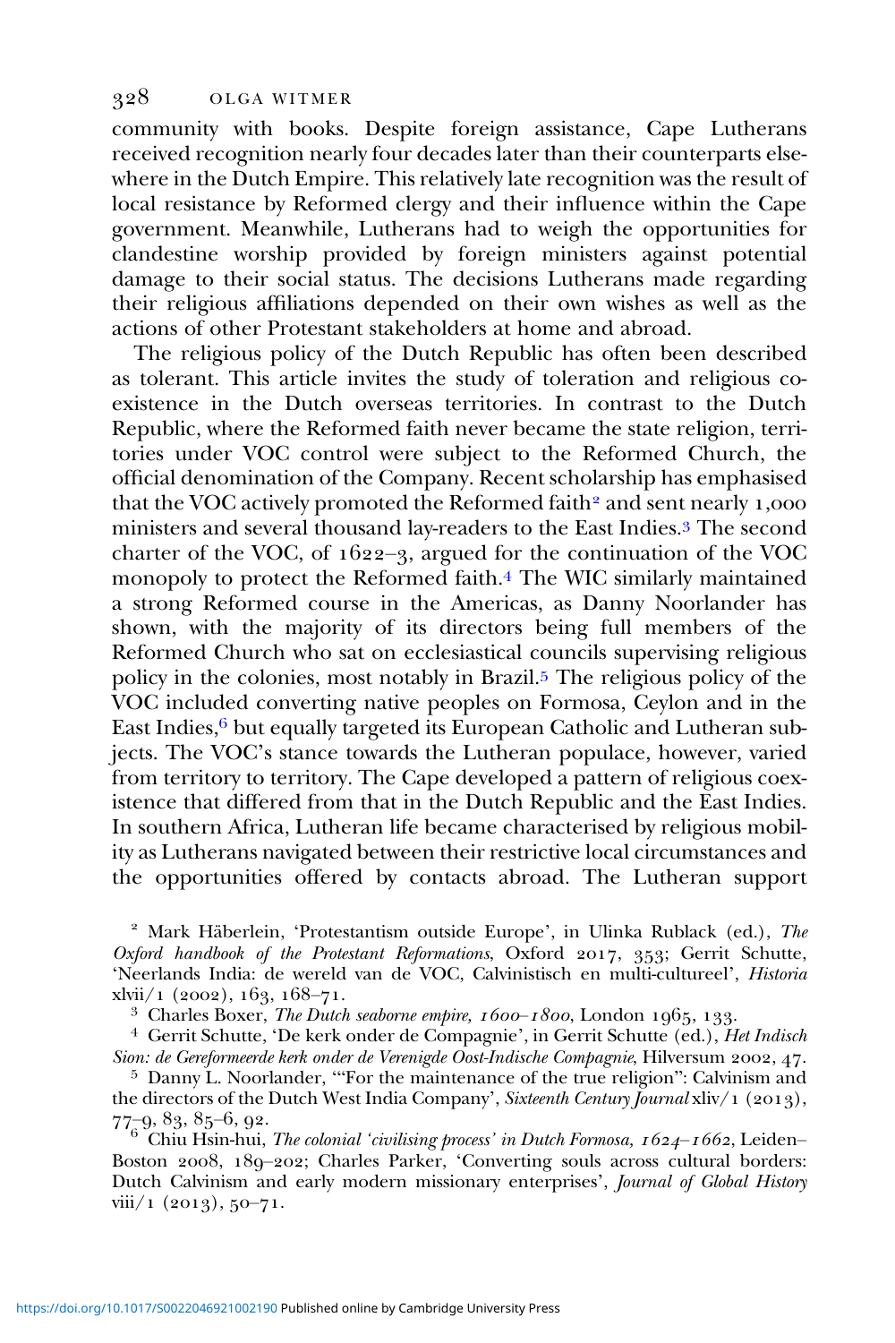community with books. Despite foreign assistance, Cape Lutherans received recognition nearly four decades later than their counterparts elsewhere in the Dutch Empire. This relatively late recognition was the result of local resistance by Reformed clergy and their influence within the Cape government. Meanwhile, Lutherans had to weigh the opportunities for clandestine worship provided by foreign ministers against potential damage to their social status. The decisions Lutherans made regarding their religious affiliations depended on their own wishes as well as the actions of other Protestant stakeholders at home and abroad.

The religious policy of the Dutch Republic has often been described as tolerant. This article invites the study of toleration and religious coexistence in the Dutch overseas territories. In contrast to the Dutch Republic, where the Reformed faith never became the state religion, territories under VOC control were subject to the Reformed Church, the official denomination of the Company. Recent scholarship has emphasised that the VOC actively promoted the Reformed faith[2] and sent nearly 1,000 ministers and several thousand lay-readers to the East Indies.[3] The second charter of the VOC, of 1622–3, argued for the continuation of the VOC monopoly to protect the Reformed faith.[4] The WIC similarly maintained a strong Reformed course in the Americas, as Danny Noorlander has shown, with the majority of its directors being full members of the Reformed Church who sat on ecclesiastical councils supervising religious policy in the colonies, most notably in Brazil.[5] The religious policy of the VOC included converting native peoples on Formosa, Ceylon and in the East Indies,[6] but equally targeted its European Catholic and Lutheran subjects. The VOC's stance towards the Lutheran populace, however, varied from territory to territory. The Cape developed a pattern of religious coexistence that differed from that in the Dutch Republic and the East Indies. In southern Africa, Lutheran life became characterised by religious mobility as Lutherans navigated between their restrictive local circumstances and the opportunities offered by contacts abroad. The Lutheran support

[2] Mark Häberlein, 'Protestantism outside Europe', in Ulinka Rublack (ed.), *The Oxford handbook of the Protestant Reformations*, Oxford 2017, 353; Gerrit Schutte, 'Neerlands India: de wereld van de VOC, Calvinistisch en multi-cultureel', *Historia* xlvii/1 (2002), 163, 168–71.

[3] Charles Boxer, *The Dutch seaborne empire, 1600–1800*, London 1965, 133.

[4] Gerrit Schutte, 'De kerk onder de Compagnie', in Gerrit Schutte (ed.), *Het Indisch Sion: de Gereformeerde kerk onder de Verenigde Oost-Indische Compagnie*, Hilversum 2002, 47.

[5] Danny L. Noorlander, '"For the maintenance of the true religion": Calvinism and the directors of the Dutch West India Company', *Sixteenth Century Journal* xliv/1 (2013), 77–9, 83, 85–6, 92.

[6] Chiu Hsin-hui, *The colonial 'civilising process' in Dutch Formosa, 1624–1662*, Leiden–Boston 2008, 189–202; Charles Parker, 'Converting souls across cultural borders: Dutch Calvinism and early modern missionary enterprises', *Journal of Global History* viii/1 (2013), 50–71.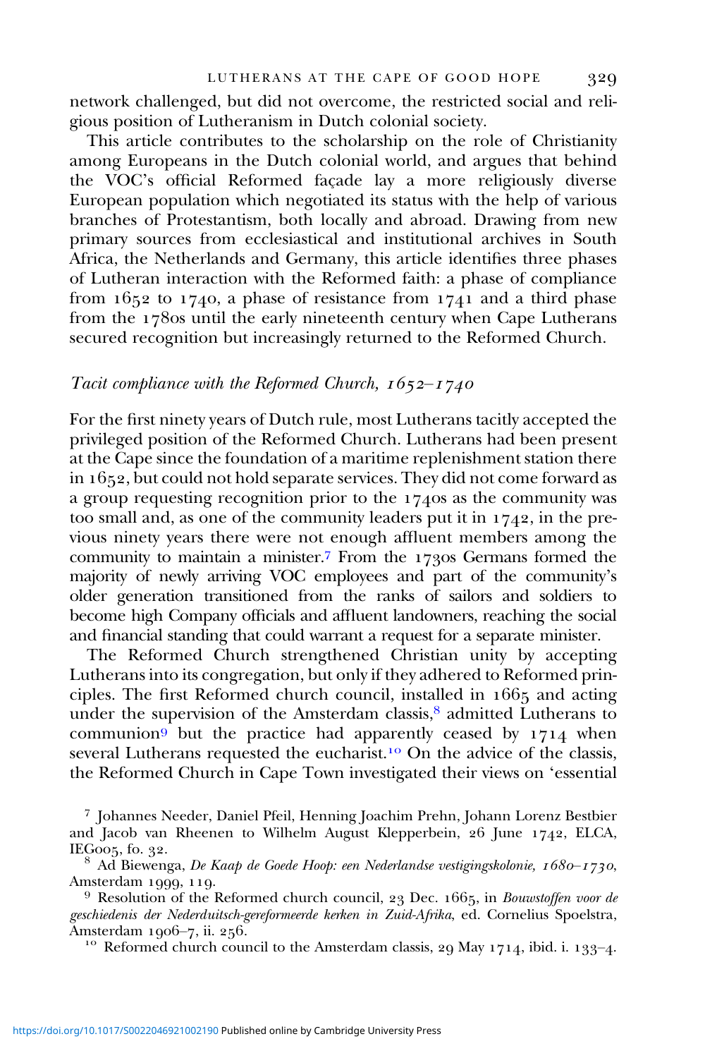network challenged, but did not overcome, the restricted social and religious position of Lutheranism in Dutch colonial society.

This article contributes to the scholarship on the role of Christianity among Europeans in the Dutch colonial world, and argues that behind the VOC's official Reformed façade lay a more religiously diverse European population which negotiated its status with the help of various branches of Protestantism, both locally and abroad. Drawing from new primary sources from ecclesiastical and institutional archives in South Africa, the Netherlands and Germany, this article identifies three phases of Lutheran interaction with the Reformed faith: a phase of compliance from 1652 to 1740, a phase of resistance from 1741 and a third phase from the 1780s until the early nineteenth century when Cape Lutherans secured recognition but increasingly returned to the Reformed Church.

### *Tacit compliance with the Reformed Church, 1652–1740*

For the first ninety years of Dutch rule, most Lutherans tacitly accepted the privileged position of the Reformed Church. Lutherans had been present at the Cape since the foundation of a maritime replenishment station there in 1652, but could not hold separate services. They did not come forward as a group requesting recognition prior to the 1740s as the community was too small and, as one of the community leaders put it in 1742, in the previous ninety years there were not enough affluent members among the community to maintain a minister.[7] From the 1730s Germans formed the majority of newly arriving VOC employees and part of the community's older generation transitioned from the ranks of sailors and soldiers to become high Company officials and affluent landowners, reaching the social and financial standing that could warrant a request for a separate minister.

The Reformed Church strengthened Christian unity by accepting Lutherans into its congregation, but only if they adhered to Reformed principles. The first Reformed church council, installed in 1665 and acting under the supervision of the Amsterdam classis,[8] admitted Lutherans to communion[9] but the practice had apparently ceased by 1714 when several Lutherans requested the eucharist.[10] On the advice of the classis, the Reformed Church in Cape Town investigated their views on 'essential

[7] Johannes Needer, Daniel Pfeil, Henning Joachim Prehn, Johann Lorenz Bestbier and Jacob van Rheenen to Wilhelm August Klepperbein, 26 June 1742, ELCA, IEG005, fo. 32.

[8] Ad Biewenga, *De Kaap de Goede Hoop: een Nederlandse vestigingskolonie, 1680–1730*, Amsterdam 1999, 119.

[9] Resolution of the Reformed church council, 23 Dec. 1665, in *Bouwstoffen voor de geschiedenis der Nederduitsch-gereformeerde kerken in Zuid-Afrika*, ed. Cornelius Spoelstra, Amsterdam 1906–7, ii. 256.

[10] Reformed church council to the Amsterdam classis, 29 May 1714, ibid. i. 133–4.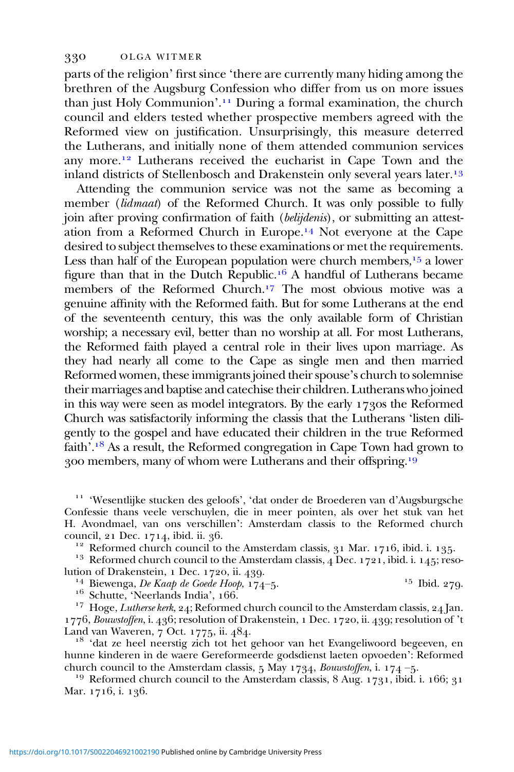parts of the religion' first since 'there are currently many hiding among the brethren of the Augsburg Confession who differ from us on more issues than just Holy Communion'.[11] During a formal examination, the church council and elders tested whether prospective members agreed with the Reformed view on justification. Unsurprisingly, this measure deterred the Lutherans, and initially none of them attended communion services any more.[12] Lutherans received the eucharist in Cape Town and the inland districts of Stellenbosch and Drakenstein only several years later.[13]

Attending the communion service was not the same as becoming a member (*lidmaat*) of the Reformed Church. It was only possible to fully join after proving confirmation of faith (*belijdenis*), or submitting an attestation from a Reformed Church in Europe.[14] Not everyone at the Cape desired to subject themselves to these examinations or met the requirements. Less than half of the European population were church members,[15] a lower figure than that in the Dutch Republic.[16] A handful of Lutherans became members of the Reformed Church.[17] The most obvious motive was a genuine affinity with the Reformed faith. But for some Lutherans at the end of the seventeenth century, this was the only available form of Christian worship; a necessary evil, better than no worship at all. For most Lutherans, the Reformed faith played a central role in their lives upon marriage. As they had nearly all come to the Cape as single men and then married Reformed women, these immigrants joined their spouse's church to solemnise their marriages and baptise and catechise their children. Lutherans who joined in this way were seen as model integrators. By the early 1730s the Reformed Church was satisfactorily informing the classis that the Lutherans 'listen diligently to the gospel and have educated their children in the true Reformed faith'.[18] As a result, the Reformed congregation in Cape Town had grown to 300 members, many of whom were Lutherans and their offspring.[19]

[11] 'Wesentlijke stucken des geloofs', 'dat onder de Broederen van d'Augsburgsche Confessie thans veele verschuylen, die in meer pointen, als over het stuk van het H. Avondmael, van ons verschillen': Amsterdam classis to the Reformed church council, 21 Dec. 1714, ibid. ii. 36.

[12] Reformed church council to the Amsterdam classis, 31 Mar. 1716, ibid. i. 135.

[13] Reformed church council to the Amsterdam classis, 4 Dec. 1721, ibid. i. 145; resolution of Drakenstein, 1 Dec. 1720, ii. 439.

[14] Biewenga, *De Kaap de Goede Hoop*, 174–5.

[15] Ibid. 279.

[16] Schutte, 'Neerlands India', 166.

[17] Hoge, *Lutherse kerk*, 24; Reformed church council to the Amsterdam classis, 24 Jan. 1776, *Bouwstoffen*, i. 436; resolution of Drakenstein, 1 Dec. 1720, ii. 439; resolution of 't Land van Waveren, 7 Oct. 1775, ii. 484.

[18] 'dat ze heel neerstig zich tot het gehoor van het Evangeliwoord begeeven, en hunne kinderen in de waere Gereformeerde godsdienst laeten opvoeden': Reformed church council to the Amsterdam classis, 5 May 1734, *Bouwstoffen*, i. 174 –5.

[19] Reformed church council to the Amsterdam classis, 8 Aug. 1731, ibid. i. 166; 31 Mar. 1716, i. 136.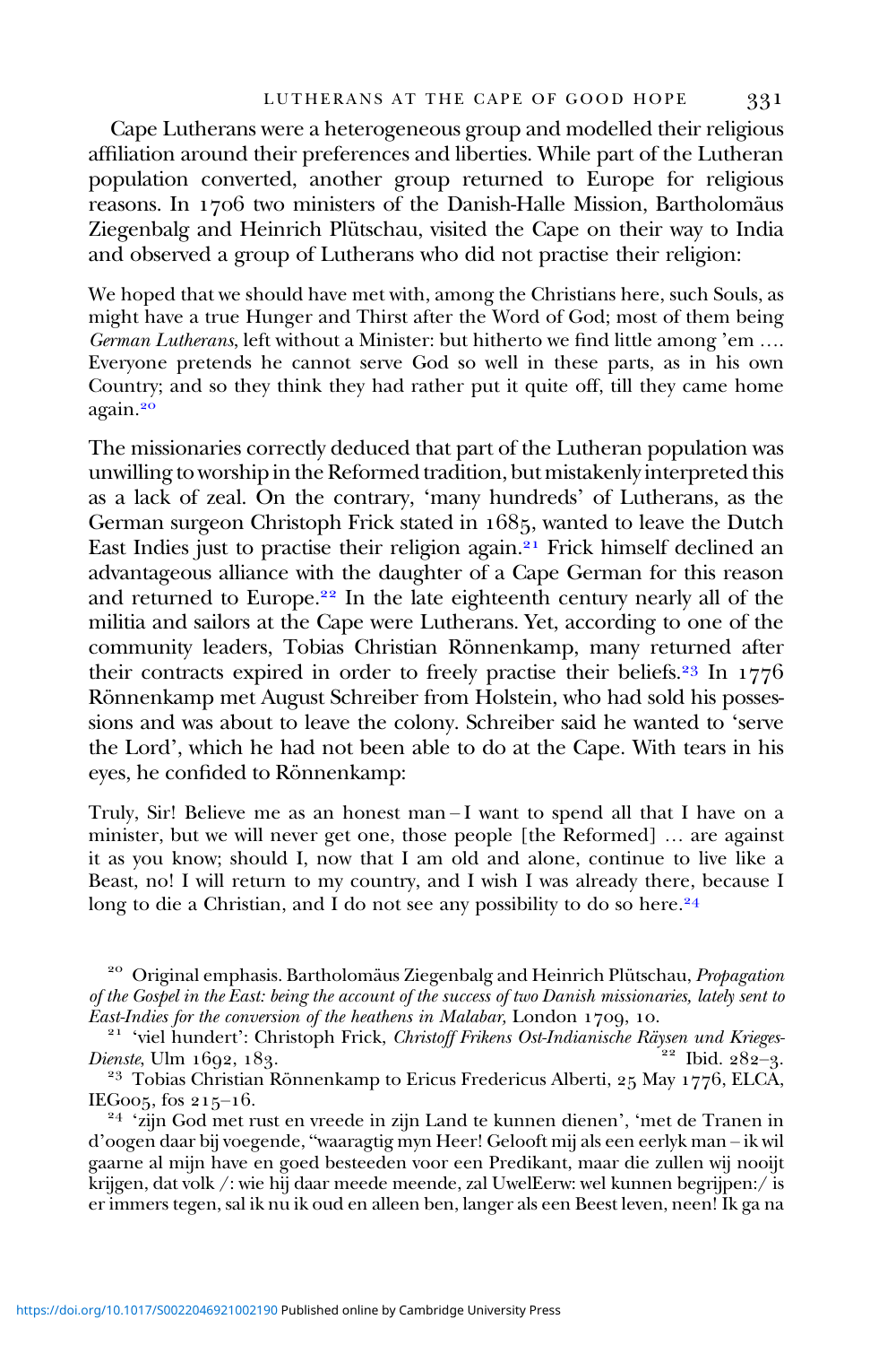Cape Lutherans were a heterogeneous group and modelled their religious affiliation around their preferences and liberties. While part of the Lutheran population converted, another group returned to Europe for religious reasons. In 1706 two ministers of the Danish-Halle Mission, Bartholomäus Ziegenbalg and Heinrich Plütschau, visited the Cape on their way to India and observed a group of Lutherans who did not practise their religion:

> We hoped that we should have met with, among the Christians here, such Souls, as might have a true Hunger and Thirst after the Word of God; most of them being *German Lutherans*, left without a Minister: but hitherto we find little among 'em …. Everyone pretends he cannot serve God so well in these parts, as in his own Country; and so they think they had rather put it quite off, till they came home again.[20]

The missionaries correctly deduced that part of the Lutheran population was unwilling to worship in the Reformed tradition, but mistakenly interpreted this as a lack of zeal. On the contrary, 'many hundreds' of Lutherans, as the German surgeon Christoph Frick stated in 1685, wanted to leave the Dutch East Indies just to practise their religion again.[21] Frick himself declined an advantageous alliance with the daughter of a Cape German for this reason and returned to Europe.[22] In the late eighteenth century nearly all of the militia and sailors at the Cape were Lutherans. Yet, according to one of the community leaders, Tobias Christian Rönnenkamp, many returned after their contracts expired in order to freely practise their beliefs.[23] In 1776 Rönnenkamp met August Schreiber from Holstein, who had sold his possessions and was about to leave the colony. Schreiber said he wanted to 'serve the Lord', which he had not been able to do at the Cape. With tears in his eyes, he confided to Rönnenkamp:

> Truly, Sir! Believe me as an honest man – I want to spend all that I have on a minister, but we will never get one, those people [the Reformed] … are against it as you know; should I, now that I am old and alone, continue to live like a Beast, no! I will return to my country, and I wish I was already there, because I long to die a Christian, and I do not see any possibility to do so here.[24]

---

[20] Original emphasis. Bartholomäus Ziegenbalg and Heinrich Plütschau, *Propagation of the Gospel in the East: being the account of the success of two Danish missionaries, lately sent to East-Indies for the conversion of the heathens in Malabar,* London 1709, 10.

[21] 'viel hundert': Christoph Frick, *Christoff Frikens Ost-Indianische Räysen und Krieges-Dienste*, Ulm 1692, 183.

[22] Ibid. 282–3.

[23] Tobias Christian Rönnenkamp to Ericus Fredericus Alberti, 25 May 1776, ELCA, IEG005, fos 215–16.

[24] 'zijn God met rust en vreede in zijn Land te kunnen dienen', 'met de Tranen in d'oogen daar bij voegende, "waaragtig myn Heer! Gelooft mij als een eerlyk man – ik wil gaarne al mijn have en goed besteeden voor een Predikant, maar die zullen wij nooijt krijgen, dat volk /: wie hij daar meede meende, zal UwelEerw: wel kunnen begrijpen:/ is er immers tegen, sal ik nu ik oud en alleen ben, langer als een Beest leven, neen! Ik ga na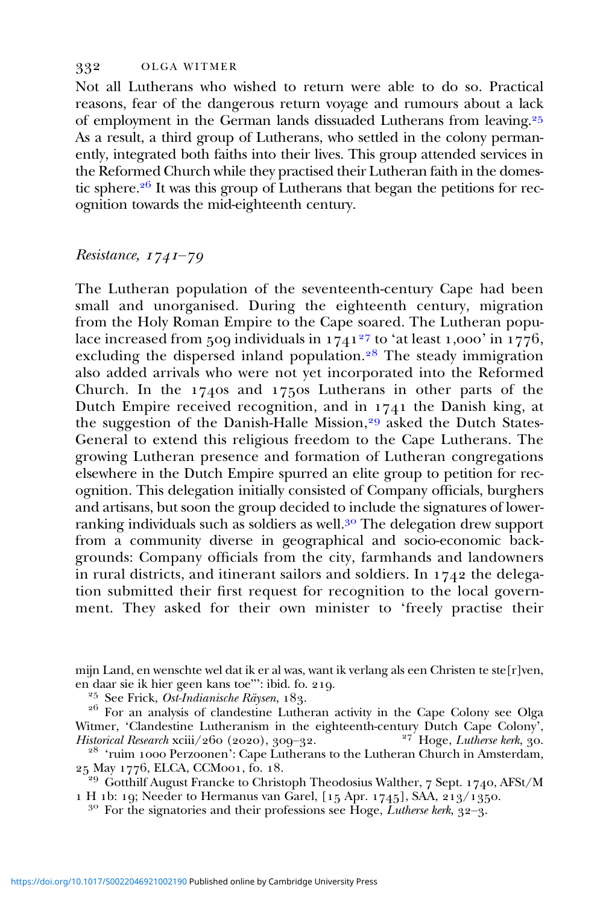Not all Lutherans who wished to return were able to do so. Practical reasons, fear of the dangerous return voyage and rumours about a lack of employment in the German lands dissuaded Lutherans from leaving.[25] As a result, a third group of Lutherans, who settled in the colony permanently, integrated both faiths into their lives. This group attended services in the Reformed Church while they practised their Lutheran faith in the domestic sphere.[26] It was this group of Lutherans that began the petitions for recognition towards the mid-eighteenth century.

## *Resistance, 1741–79*

The Lutheran population of the seventeenth-century Cape had been small and unorganised. During the eighteenth century, migration from the Holy Roman Empire to the Cape soared. The Lutheran populace increased from 509 individuals in 1741[27] to 'at least 1,000' in 1776, excluding the dispersed inland population.[28] The steady immigration also added arrivals who were not yet incorporated into the Reformed Church. In the 1740s and 1750s Lutherans in other parts of the Dutch Empire received recognition, and in 1741 the Danish king, at the suggestion of the Danish-Halle Mission,[29] asked the Dutch States-General to extend this religious freedom to the Cape Lutherans. The growing Lutheran presence and formation of Lutheran congregations elsewhere in the Dutch Empire spurred an elite group to petition for recognition. This delegation initially consisted of Company officials, burghers and artisans, but soon the group decided to include the signatures of lower-ranking individuals such as soldiers as well.[30] The delegation drew support from a community diverse in geographical and socio-economic backgrounds: Company officials from the city, farmhands and landowners in rural districts, and itinerant sailors and soldiers. In 1742 the delegation submitted their first request for recognition to the local government. They asked for their own minister to 'freely practise their

---

mijn Land, en wenschte wel dat ik er al was, want ik verlang als een Christen te ste[r]ven, en daar sie ik hier geen kans toe"': ibid. fo. 219.

[25] See Frick, *Ost-Indianische Räysen*, 183.

[26] For an analysis of clandestine Lutheran activity in the Cape Colony see Olga Witmer, 'Clandestine Lutheranism in the eighteenth-century Dutch Cape Colony', *Historical Research* xciii/260 (2020), 309–32.

[27] Hoge, *Lutherse kerk*, 30.

[28] 'ruim 1000 Perzoonen': Cape Lutherans to the Lutheran Church in Amsterdam, 25 May 1776, ELCA, CCM001, fo. 18.

[29] Gotthilf August Francke to Christoph Theodosius Walther, 7 Sept. 1740, AFSt/M 1 H 1b: 19; Needer to Hermanus van Garel, [15 Apr. 1745], SAA, 213/1350.

[30] For the signatories and their professions see Hoge, *Lutherse kerk*, 32–3.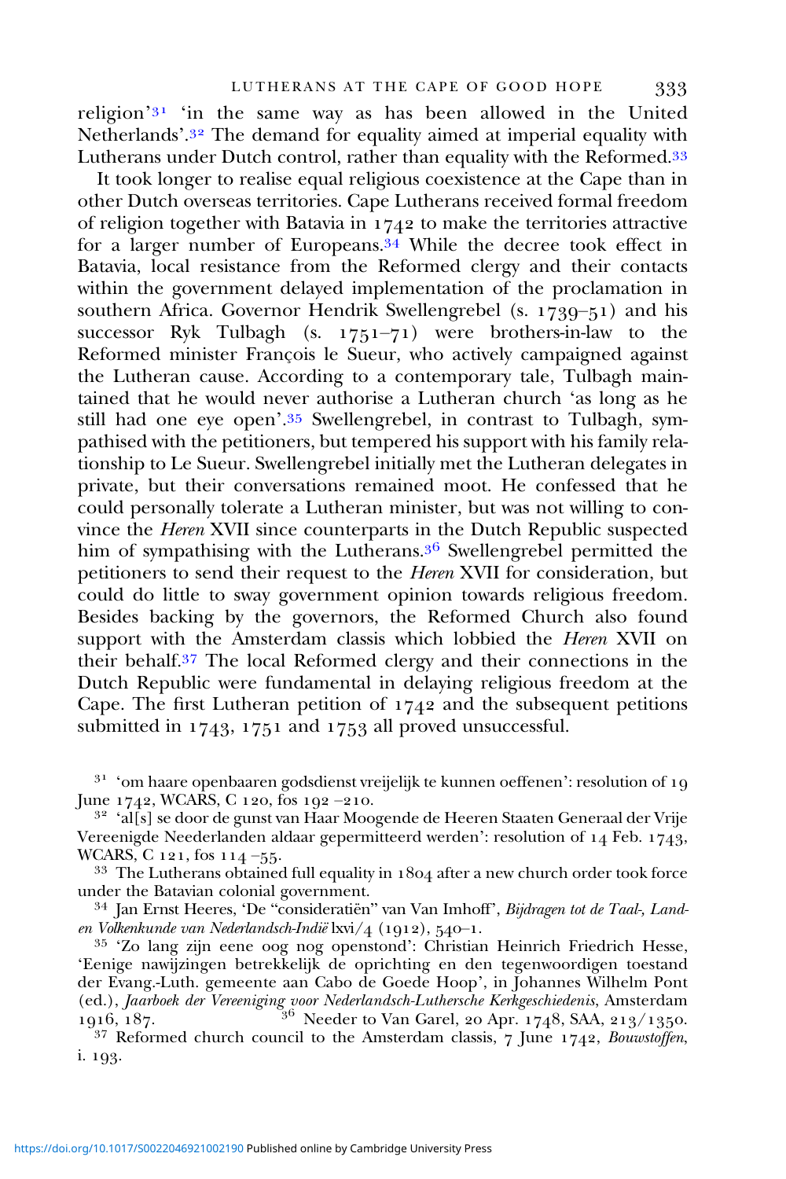religion'[31] 'in the same way as has been allowed in the United Netherlands'.[32] The demand for equality aimed at imperial equality with Lutherans under Dutch control, rather than equality with the Reformed.[33]

It took longer to realise equal religious coexistence at the Cape than in other Dutch overseas territories. Cape Lutherans received formal freedom of religion together with Batavia in 1742 to make the territories attractive for a larger number of Europeans.[34] While the decree took effect in Batavia, local resistance from the Reformed clergy and their contacts within the government delayed implementation of the proclamation in southern Africa. Governor Hendrik Swellengrebel (s. 1739–51) and his successor Ryk Tulbagh (s. 1751–71) were brothers-in-law to the Reformed minister François le Sueur, who actively campaigned against the Lutheran cause. According to a contemporary tale, Tulbagh maintained that he would never authorise a Lutheran church 'as long as he still had one eye open'.[35] Swellengrebel, in contrast to Tulbagh, sympathised with the petitioners, but tempered his support with his family relationship to Le Sueur. Swellengrebel initially met the Lutheran delegates in private, but their conversations remained moot. He confessed that he could personally tolerate a Lutheran minister, but was not willing to convince the *Heren* XVII since counterparts in the Dutch Republic suspected him of sympathising with the Lutherans.[36] Swellengrebel permitted the petitioners to send their request to the *Heren* XVII for consideration, but could do little to sway government opinion towards religious freedom. Besides backing by the governors, the Reformed Church also found support with the Amsterdam classis which lobbied the *Heren* XVII on their behalf.[37] The local Reformed clergy and their connections in the Dutch Republic were fundamental in delaying religious freedom at the Cape. The first Lutheran petition of 1742 and the subsequent petitions submitted in 1743, 1751 and 1753 all proved unsuccessful.

[31] 'om haare openbaaren godsdienst vreijelijk te kunnen oeffenen': resolution of 19 June 1742, WCARS, C 120, fos 192 –210.

[32] 'al[s] se door de gunst van Haar Moogende de Heeren Staaten Generaal der Vrije Vereenigde Neederlanden aldaar gepermitteerd werden': resolution of 14 Feb. 1743, WCARS, C 121, fos 114 –55.

[33] The Lutherans obtained full equality in 1804 after a new church order took force under the Batavian colonial government.

[34] Jan Ernst Heeres, 'De "consideratiën" van Van Imhoff', *Bijdragen tot de Taal-, Land- en Volkenkunde van Nederlandsch-Indië* lxvi/4 (1912), 540–1.

[35] 'Zo lang zijn eene oog nog openstond': Christian Heinrich Friedrich Hesse, 'Eenige nawijzingen betrekkelijk de oprichting en den tegenwoordigen toestand der Evang.-Luth. gemeente aan Cabo de Goede Hoop', in Johannes Wilhelm Pont (ed.), *Jaarboek der Vereeniging voor Nederlandsch-Luthersche Kerkgeschiedenis*, Amsterdam 1916, 187.

[36] Needer to Van Garel, 20 Apr. 1748, SAA, 213/1350.

[37] Reformed church council to the Amsterdam classis, 7 June 1742, *Bouwstoffen*, i. 193.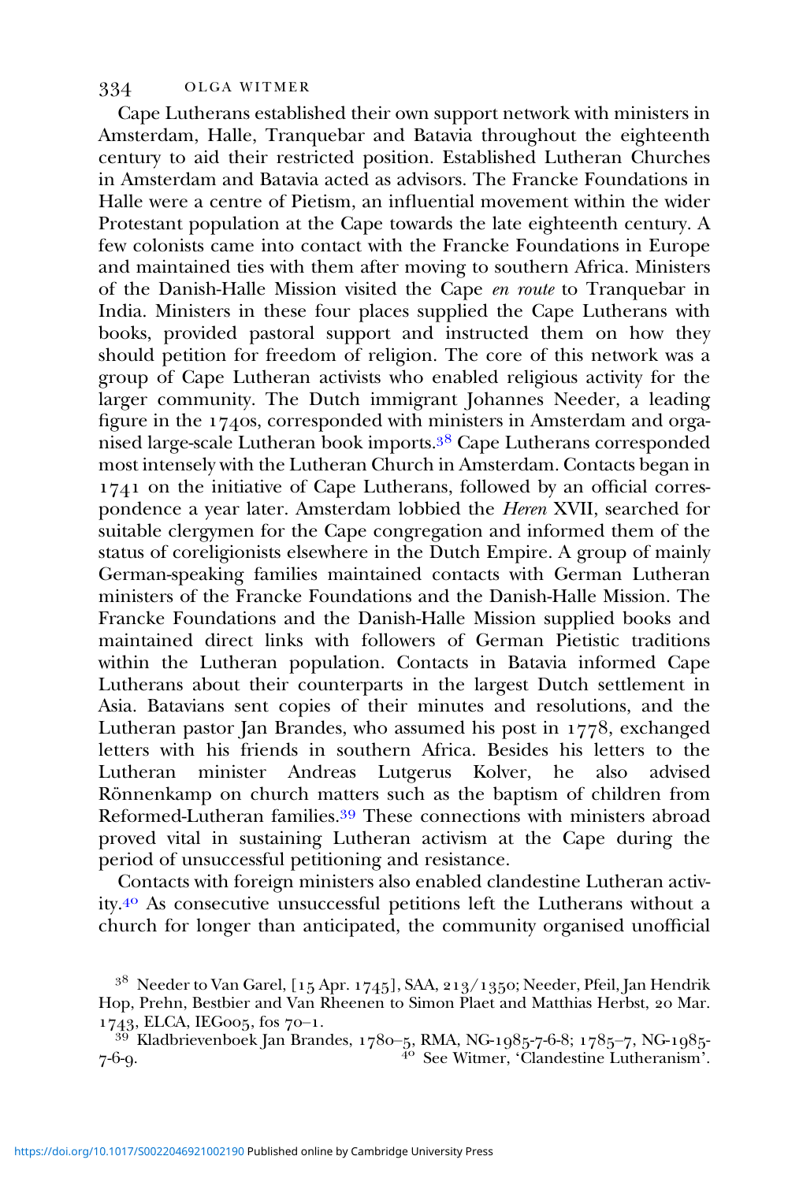Cape Lutherans established their own support network with ministers in Amsterdam, Halle, Tranquebar and Batavia throughout the eighteenth century to aid their restricted position. Established Lutheran Churches in Amsterdam and Batavia acted as advisors. The Francke Foundations in Halle were a centre of Pietism, an influential movement within the wider Protestant population at the Cape towards the late eighteenth century. A few colonists came into contact with the Francke Foundations in Europe and maintained ties with them after moving to southern Africa. Ministers of the Danish-Halle Mission visited the Cape *en route* to Tranquebar in India. Ministers in these four places supplied the Cape Lutherans with books, provided pastoral support and instructed them on how they should petition for freedom of religion. The core of this network was a group of Cape Lutheran activists who enabled religious activity for the larger community. The Dutch immigrant Johannes Needer, a leading figure in the 1740s, corresponded with ministers in Amsterdam and organised large-scale Lutheran book imports.[38] Cape Lutherans corresponded most intensely with the Lutheran Church in Amsterdam. Contacts began in 1741 on the initiative of Cape Lutherans, followed by an official correspondence a year later. Amsterdam lobbied the *Heren* XVII, searched for suitable clergymen for the Cape congregation and informed them of the status of coreligionists elsewhere in the Dutch Empire. A group of mainly German-speaking families maintained contacts with German Lutheran ministers of the Francke Foundations and the Danish-Halle Mission. The Francke Foundations and the Danish-Halle Mission supplied books and maintained direct links with followers of German Pietistic traditions within the Lutheran population. Contacts in Batavia informed Cape Lutherans about their counterparts in the largest Dutch settlement in Asia. Batavians sent copies of their minutes and resolutions, and the Lutheran pastor Jan Brandes, who assumed his post in 1778, exchanged letters with his friends in southern Africa. Besides his letters to the Lutheran minister Andreas Lutgerus Kolver, he also advised Rönnenkamp on church matters such as the baptism of children from Reformed-Lutheran families.[39] These connections with ministers abroad proved vital in sustaining Lutheran activism at the Cape during the period of unsuccessful petitioning and resistance.

Contacts with foreign ministers also enabled clandestine Lutheran activity.[40] As consecutive unsuccessful petitions left the Lutherans without a church for longer than anticipated, the community organised unofficial

[38] Needer to Van Garel, [15 Apr. 1745], SAA, 213/1350; Needer, Pfeil, Jan Hendrik Hop, Prehn, Bestbier and Van Rheenen to Simon Plaet and Matthias Herbst, 20 Mar. 1743, ELCA, IEG005, fos 70–1.

[39] Kladbrievenboek Jan Brandes, 1780–5, RMA, NG-1985-7-6-8; 1785–7, NG-1985-7-6-9.

[40] See Witmer, 'Clandestine Lutheranism'.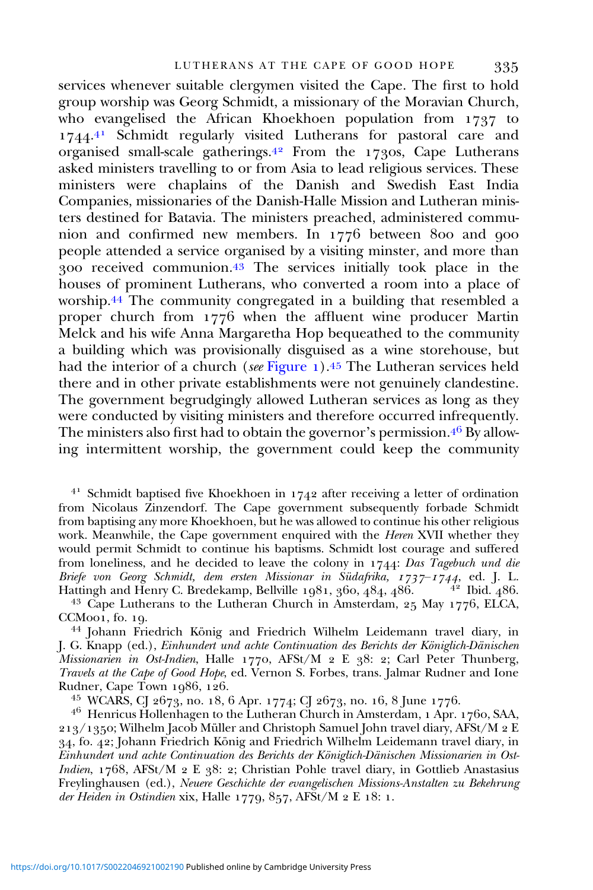services whenever suitable clergymen visited the Cape. The first to hold group worship was Georg Schmidt, a missionary of the Moravian Church, who evangelised the African Khoekhoen population from 1737 to 1744.[41] Schmidt regularly visited Lutherans for pastoral care and organised small-scale gatherings.[42] From the 1730s, Cape Lutherans asked ministers travelling to or from Asia to lead religious services. These ministers were chaplains of the Danish and Swedish East India Companies, missionaries of the Danish-Halle Mission and Lutheran ministers destined for Batavia. The ministers preached, administered communion and confirmed new members. In 1776 between 800 and 900 people attended a service organised by a visiting minster, and more than 300 received communion.[43] The services initially took place in the houses of prominent Lutherans, who converted a room into a place of worship.[44] The community congregated in a building that resembled a proper church from 1776 when the affluent wine producer Martin Melck and his wife Anna Margaretha Hop bequeathed to the community a building which was provisionally disguised as a wine storehouse, but had the interior of a church (*see* Figure 1).[45] The Lutheran services held there and in other private establishments were not genuinely clandestine. The government begrudgingly allowed Lutheran services as long as they were conducted by visiting ministers and therefore occurred infrequently. The ministers also first had to obtain the governor's permission.[46] By allowing intermittent worship, the government could keep the community

[41] Schmidt baptised five Khoekhoen in 1742 after receiving a letter of ordination from Nicolaus Zinzendorf. The Cape government subsequently forbade Schmidt from baptising any more Khoekhoen, but he was allowed to continue his other religious work. Meanwhile, the Cape government enquired with the *Heren* XVII whether they would permit Schmidt to continue his baptisms. Schmidt lost courage and suffered from loneliness, and he decided to leave the colony in 1744: *Das Tagebuch und die Briefe von Georg Schmidt, dem ersten Missionar in Südafrika, 1737–1744*, ed. J. L. Hattingh and Henry C. Bredekamp, Bellville 1981, 360, 484, 486.

[42] Ibid. 486.

[43] Cape Lutherans to the Lutheran Church in Amsterdam, 25 May 1776, ELCA, CCM001, fo. 19.

[44] Johann Friedrich König and Friedrich Wilhelm Leidemann travel diary, in J. G. Knapp (ed.), *Einhundert und achte Continuation des Berichts der Königlich-Dänischen Missionarien in Ost-Indien*, Halle 1770, AFSt/M 2 E 38: 2; Carl Peter Thunberg, *Travels at the Cape of Good Hope*, ed. Vernon S. Forbes, trans. Jalmar Rudner and Ione Rudner, Cape Town 1986, 126.

[45] WCARS, CJ 2673, no. 18, 6 Apr. 1774; CJ 2673, no. 16, 8 June 1776.

[46] Henricus Hollenhagen to the Lutheran Church in Amsterdam, 1 Apr. 1760, SAA, 213/1350; Wilhelm Jacob Müller and Christoph Samuel John travel diary, AFSt/M 2 E 34, fo. 42; Johann Friedrich König and Friedrich Wilhelm Leidemann travel diary, in *Einhundert und achte Continuation des Berichts der Königlich-Dänischen Missionarien in Ost-Indien*, 1768, AFSt/M 2 E 38: 2; Christian Pohle travel diary, in Gottlieb Anastasius Freylinghausen (ed.), *Neuere Geschichte der evangelischen Missions-Anstalten zu Bekehrung der Heiden in Ostindien* xix, Halle 1779, 857, AFSt/M 2 E 18: 1.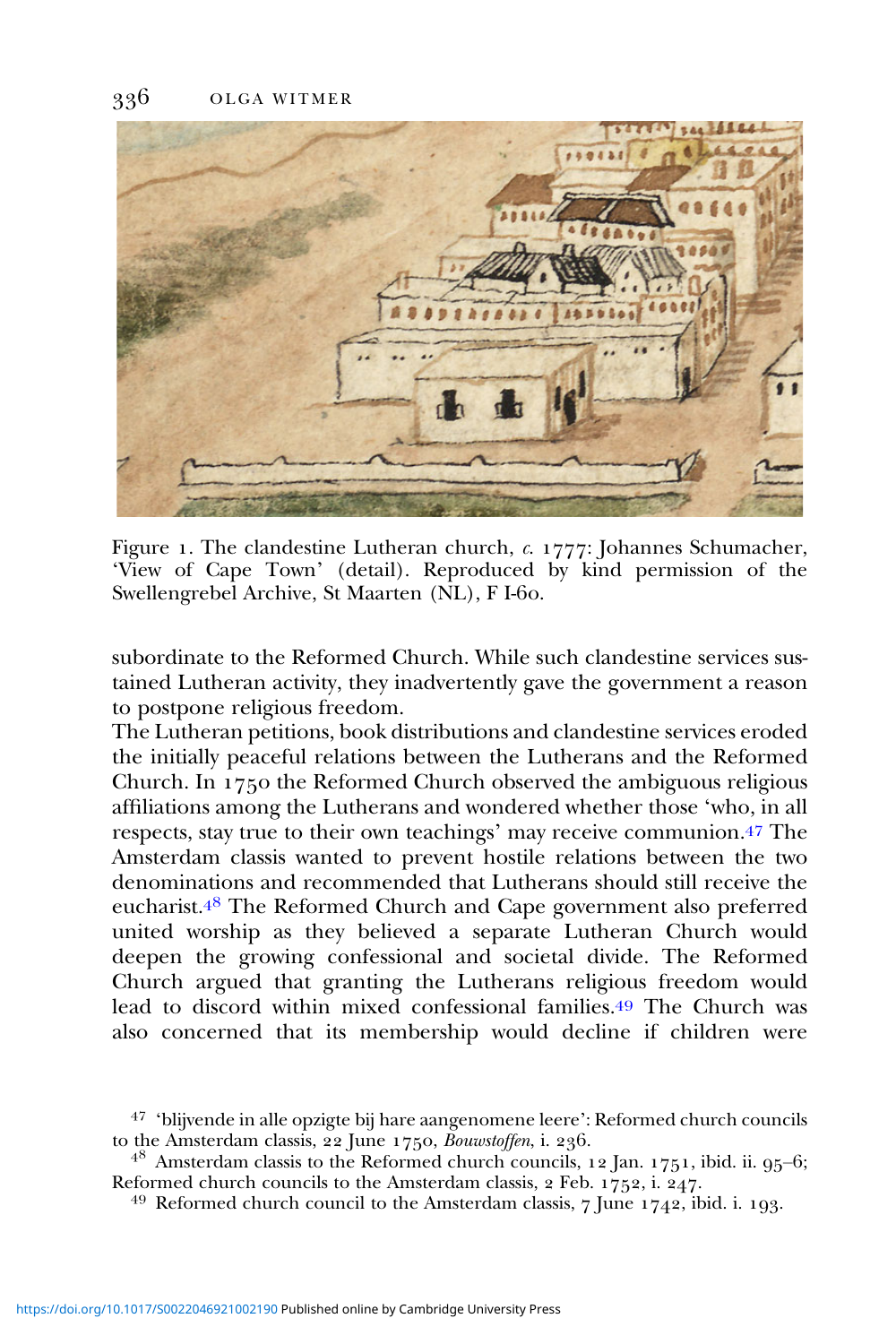Figure 1. The clandestine Lutheran church, *c.* 1777: Johannes Schumacher, 'View of Cape Town' (detail). Reproduced by kind permission of the Swellengrebel Archive, St Maarten (NL), F I-60.

subordinate to the Reformed Church. While such clandestine services sustained Lutheran activity, they inadvertently gave the government a reason to postpone religious freedom.

The Lutheran petitions, book distributions and clandestine services eroded the initially peaceful relations between the Lutherans and the Reformed Church. In 1750 the Reformed Church observed the ambiguous religious affiliations among the Lutherans and wondered whether those 'who, in all respects, stay true to their own teachings' may receive communion.[47] The Amsterdam classis wanted to prevent hostile relations between the two denominations and recommended that Lutherans should still receive the eucharist.[48] The Reformed Church and Cape government also preferred united worship as they believed a separate Lutheran Church would deepen the growing confessional and societal divide. The Reformed Church argued that granting the Lutherans religious freedom would lead to discord within mixed confessional families.[49] The Church was also concerned that its membership would decline if children were

[47] 'blijvende in alle opzigte bij hare aangenomene leere': Reformed church councils to the Amsterdam classis, 22 June 1750, *Bouwstoffen*, i. 236.

[48] Amsterdam classis to the Reformed church councils, 12 Jan. 1751, ibid. ii. 95–6; Reformed church councils to the Amsterdam classis, 2 Feb. 1752, i. 247.

[49] Reformed church council to the Amsterdam classis, 7 June 1742, ibid. i. 193.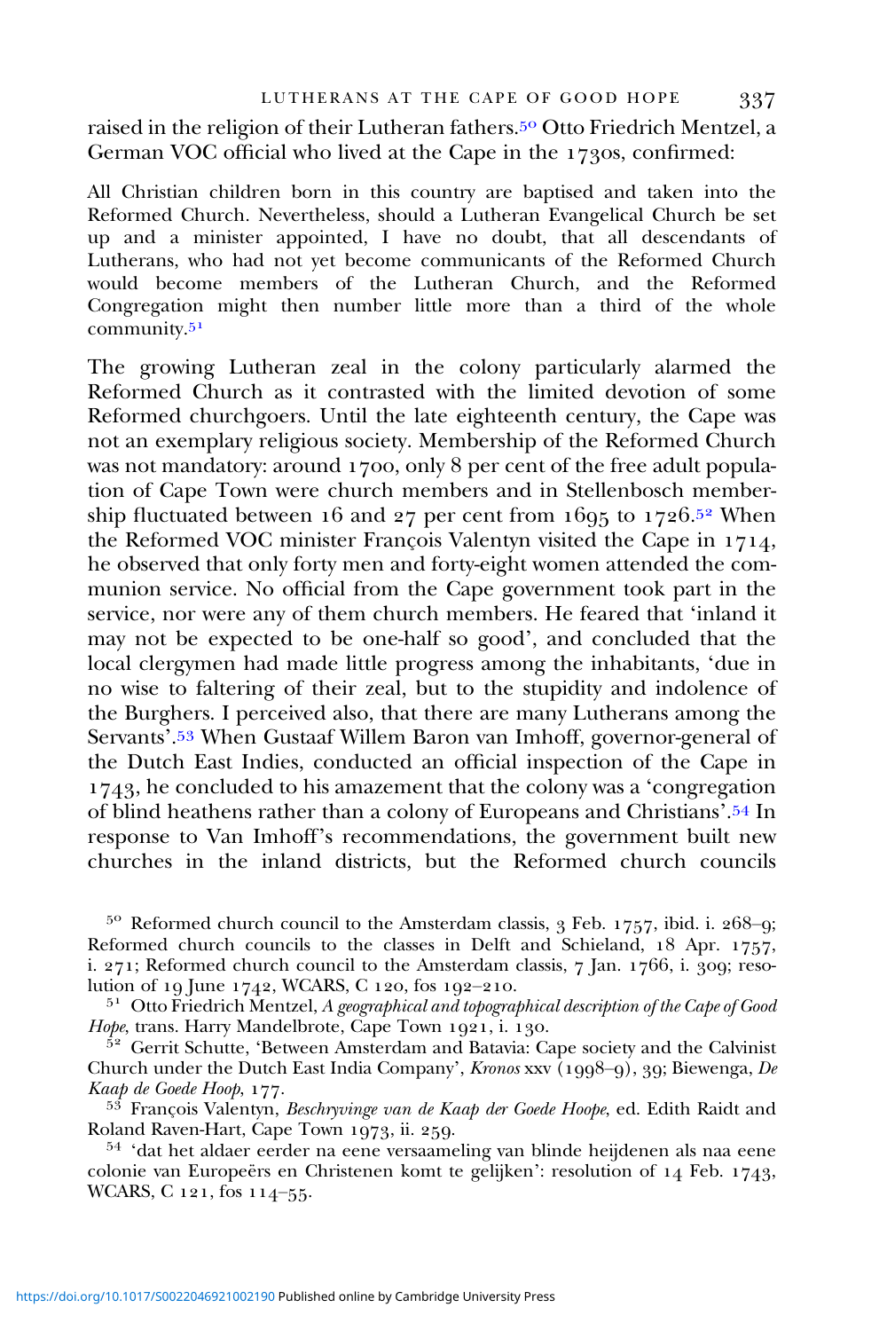raised in the religion of their Lutheran fathers.[50] Otto Friedrich Mentzel, a German VOC official who lived at the Cape in the 1730s, confirmed:

> All Christian children born in this country are baptised and taken into the Reformed Church. Nevertheless, should a Lutheran Evangelical Church be set up and a minister appointed, I have no doubt, that all descendants of Lutherans, who had not yet become communicants of the Reformed Church would become members of the Lutheran Church, and the Reformed Congregation might then number little more than a third of the whole community.[51]

The growing Lutheran zeal in the colony particularly alarmed the Reformed Church as it contrasted with the limited devotion of some Reformed churchgoers. Until the late eighteenth century, the Cape was not an exemplary religious society. Membership of the Reformed Church was not mandatory: around 1700, only 8 per cent of the free adult population of Cape Town were church members and in Stellenbosch membership fluctuated between 16 and 27 per cent from 1695 to 1726.[52] When the Reformed VOC minister François Valentyn visited the Cape in 1714, he observed that only forty men and forty-eight women attended the communion service. No official from the Cape government took part in the service, nor were any of them church members. He feared that 'inland it may not be expected to be one-half so good', and concluded that the local clergymen had made little progress among the inhabitants, 'due in no wise to faltering of their zeal, but to the stupidity and indolence of the Burghers. I perceived also, that there are many Lutherans among the Servants'.[53] When Gustaaf Willem Baron van Imhoff, governor-general of the Dutch East Indies, conducted an official inspection of the Cape in 1743, he concluded to his amazement that the colony was a 'congregation of blind heathens rather than a colony of Europeans and Christians'.[54] In response to Van Imhoff's recommendations, the government built new churches in the inland districts, but the Reformed church councils

[50] Reformed church council to the Amsterdam classis, 3 Feb. 1757, ibid. i. 268–9; Reformed church councils to the classes in Delft and Schieland, 18 Apr. 1757, i. 271; Reformed church council to the Amsterdam classis, 7 Jan. 1766, i. 309; resolution of 19 June 1742, WCARS, C 120, fos 192–210.

[51] Otto Friedrich Mentzel, *A geographical and topographical description of the Cape of Good Hope*, trans. Harry Mandelbrote, Cape Town 1921, i. 130.

[52] Gerrit Schutte, 'Between Amsterdam and Batavia: Cape society and the Calvinist Church under the Dutch East India Company', *Kronos* xxv (1998–9), 39; Biewenga, *De Kaap de Goede Hoop*, 177.

[53] François Valentyn, *Beschryvinge van de Kaap der Goede Hoope*, ed. Edith Raidt and Roland Raven-Hart, Cape Town 1973, ii. 259.

[54] 'dat het aldaer eerder na eene versaameling van blinde heijdenen als naa eene colonie van Europeërs en Christenen komt te gelijken': resolution of 14 Feb. 1743, WCARS, C 121, fos 114–55.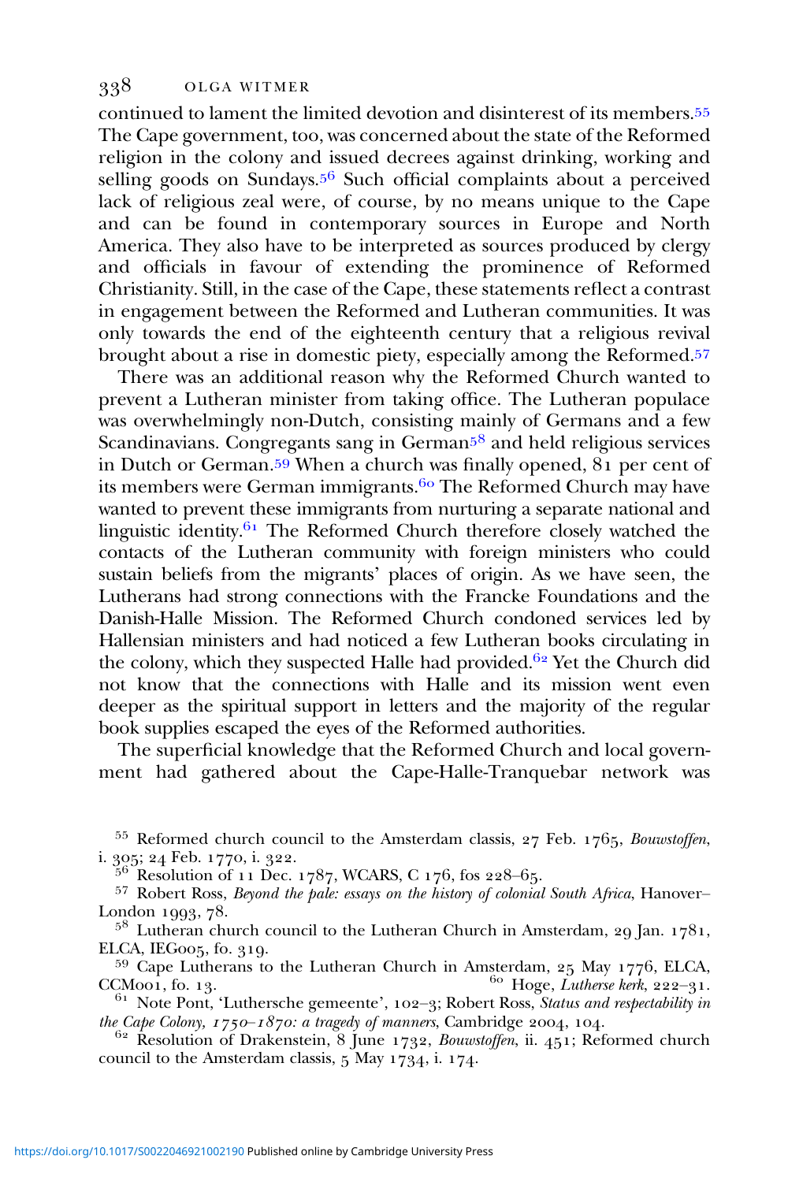continued to lament the limited devotion and disinterest of its members.[55] The Cape government, too, was concerned about the state of the Reformed religion in the colony and issued decrees against drinking, working and selling goods on Sundays.[56] Such official complaints about a perceived lack of religious zeal were, of course, by no means unique to the Cape and can be found in contemporary sources in Europe and North America. They also have to be interpreted as sources produced by clergy and officials in favour of extending the prominence of Reformed Christianity. Still, in the case of the Cape, these statements reflect a contrast in engagement between the Reformed and Lutheran communities. It was only towards the end of the eighteenth century that a religious revival brought about a rise in domestic piety, especially among the Reformed.[57]

There was an additional reason why the Reformed Church wanted to prevent a Lutheran minister from taking office. The Lutheran populace was overwhelmingly non-Dutch, consisting mainly of Germans and a few Scandinavians. Congregants sang in German[58] and held religious services in Dutch or German.[59] When a church was finally opened, 81 per cent of its members were German immigrants.[60] The Reformed Church may have wanted to prevent these immigrants from nurturing a separate national and linguistic identity.[61] The Reformed Church therefore closely watched the contacts of the Lutheran community with foreign ministers who could sustain beliefs from the migrants' places of origin. As we have seen, the Lutherans had strong connections with the Francke Foundations and the Danish-Halle Mission. The Reformed Church condoned services led by Hallensian ministers and had noticed a few Lutheran books circulating in the colony, which they suspected Halle had provided.[62] Yet the Church did not know that the connections with Halle and its mission went even deeper as the spiritual support in letters and the majority of the regular book supplies escaped the eyes of the Reformed authorities.

The superficial knowledge that the Reformed Church and local government had gathered about the Cape-Halle-Tranquebar network was

[55] Reformed church council to the Amsterdam classis, 27 Feb. 1765, *Bouwstoffen*, i. 305; 24 Feb. 1770, i. 322.

[56] Resolution of 11 Dec. 1787, WCARS, C 176, fos 228–65.

[57] Robert Ross, *Beyond the pale: essays on the history of colonial South Africa*, Hanover–London 1993, 78.

[58] Lutheran church council to the Lutheran Church in Amsterdam, 29 Jan. 1781, ELCA, IEG005, fo. 319.

[59] Cape Lutherans to the Lutheran Church in Amsterdam, 25 May 1776, ELCA, CCM001, fo. 13.

[60] Hoge, *Lutherse kerk*, 222–31.

[61] Note Pont, 'Luthersche gemeente', 102–3; Robert Ross, *Status and respectability in the Cape Colony, 1750–1870: a tragedy of manners*, Cambridge 2004, 104.

[62] Resolution of Drakenstein, 8 June 1732, *Bouwstoffen*, ii. 451; Reformed church council to the Amsterdam classis, 5 May 1734, i. 174.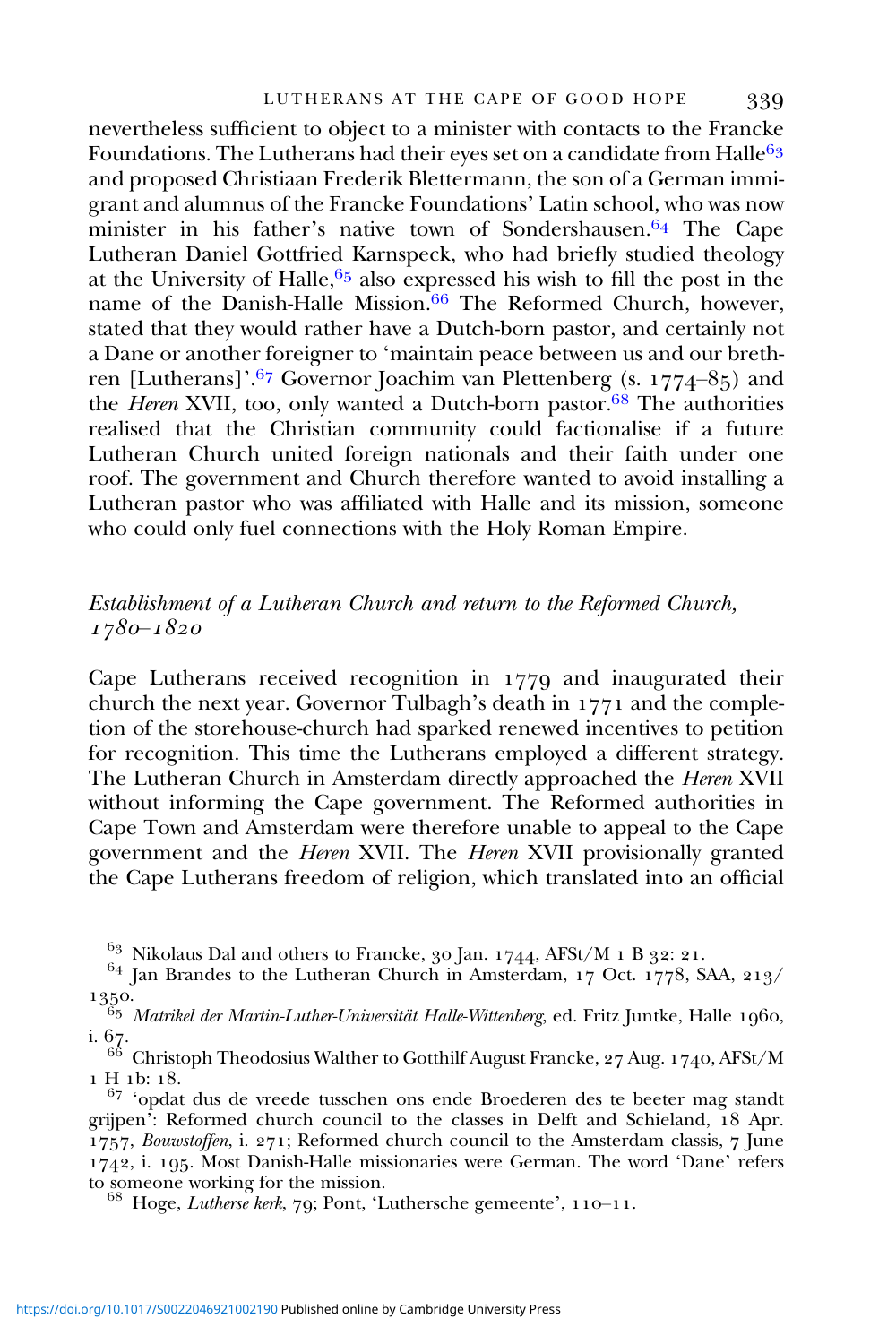nevertheless sufficient to object to a minister with contacts to the Francke Foundations. The Lutherans had their eyes set on a candidate from Halle[63] and proposed Christiaan Frederik Blettermann, the son of a German immigrant and alumnus of the Francke Foundations' Latin school, who was now minister in his father's native town of Sondershausen.[64] The Cape Lutheran Daniel Gottfried Karnspeck, who had briefly studied theology at the University of Halle,[65] also expressed his wish to fill the post in the name of the Danish-Halle Mission.[66] The Reformed Church, however, stated that they would rather have a Dutch-born pastor, and certainly not a Dane or another foreigner to 'maintain peace between us and our brethren [Lutherans]'.[67] Governor Joachim van Plettenberg (s. 1774–85) and the *Heren* XVII, too, only wanted a Dutch-born pastor.[68] The authorities realised that the Christian community could factionalise if a future Lutheran Church united foreign nationals and their faith under one roof. The government and Church therefore wanted to avoid installing a Lutheran pastor who was affiliated with Halle and its mission, someone who could only fuel connections with the Holy Roman Empire.

## *Establishment of a Lutheran Church and return to the Reformed Church, 1780–1820*

Cape Lutherans received recognition in 1779 and inaugurated their church the next year. Governor Tulbagh's death in 1771 and the completion of the storehouse-church had sparked renewed incentives to petition for recognition. This time the Lutherans employed a different strategy. The Lutheran Church in Amsterdam directly approached the *Heren* XVII without informing the Cape government. The Reformed authorities in Cape Town and Amsterdam were therefore unable to appeal to the Cape government and the *Heren* XVII. The *Heren* XVII provisionally granted the Cape Lutherans freedom of religion, which translated into an official

[63] Nikolaus Dal and others to Francke, 30 Jan. 1744, AFSt/M 1 B 32: 21.

[64] Jan Brandes to the Lutheran Church in Amsterdam, 17 Oct. 1778, SAA, 213/1350.

[65] *Matrikel der Martin-Luther-Universität Halle-Wittenberg*, ed. Fritz Juntke, Halle 1960, i. 67.

[66] Christoph Theodosius Walther to Gotthilf August Francke, 27 Aug. 1740, AFSt/M 1 H 1b: 18.

[67] 'opdat dus de vreede tusschen ons ende Broederen des te beeter mag standt grijpen': Reformed church council to the classes in Delft and Schieland, 18 Apr. 1757, *Bouwstoffen*, i. 271; Reformed church council to the Amsterdam classis, 7 June 1742, i. 195. Most Danish-Halle missionaries were German. The word 'Dane' refers to someone working for the mission.

[68] Hoge, *Lutherse kerk*, 79; Pont, 'Luthersche gemeente', 110–11.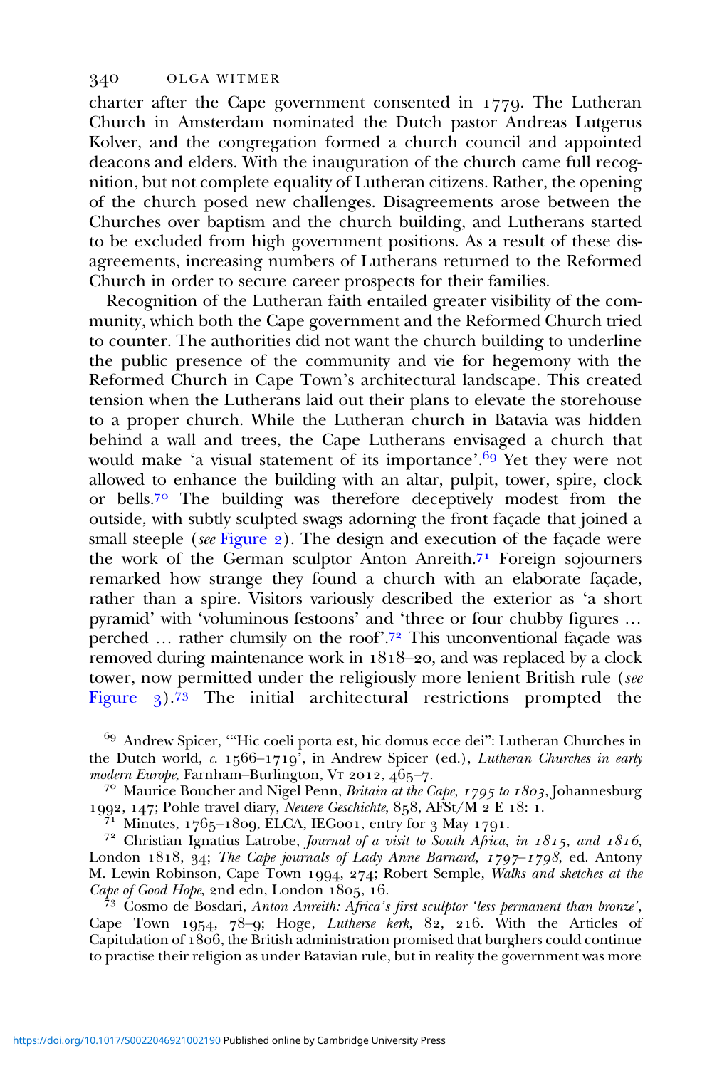charter after the Cape government consented in 1779. The Lutheran Church in Amsterdam nominated the Dutch pastor Andreas Lutgerus Kolver, and the congregation formed a church council and appointed deacons and elders. With the inauguration of the church came full recognition, but not complete equality of Lutheran citizens. Rather, the opening of the church posed new challenges. Disagreements arose between the Churches over baptism and the church building, and Lutherans started to be excluded from high government positions. As a result of these disagreements, increasing numbers of Lutherans returned to the Reformed Church in order to secure career prospects for their families.

Recognition of the Lutheran faith entailed greater visibility of the community, which both the Cape government and the Reformed Church tried to counter. The authorities did not want the church building to underline the public presence of the community and vie for hegemony with the Reformed Church in Cape Town's architectural landscape. This created tension when the Lutherans laid out their plans to elevate the storehouse to a proper church. While the Lutheran church in Batavia was hidden behind a wall and trees, the Cape Lutherans envisaged a church that would make 'a visual statement of its importance'.[69] Yet they were not allowed to enhance the building with an altar, pulpit, tower, spire, clock or bells.[70] The building was therefore deceptively modest from the outside, with subtly sculpted swags adorning the front façade that joined a small steeple (*see* Figure 2). The design and execution of the façade were the work of the German sculptor Anton Anreith.[71] Foreign sojourners remarked how strange they found a church with an elaborate façade, rather than a spire. Visitors variously described the exterior as 'a short pyramid' with 'voluminous festoons' and 'three or four chubby figures … perched … rather clumsily on the roof'.[72] This unconventional façade was removed during maintenance work in 1818–20, and was replaced by a clock tower, now permitted under the religiously more lenient British rule (*see* Figure 3).[73] The initial architectural restrictions prompted the

[69] Andrew Spicer, '"Hic coeli porta est, hic domus ecce dei": Lutheran Churches in the Dutch world, *c.* 1566–1719', in Andrew Spicer (ed.), *Lutheran Churches in early modern Europe*, Farnham–Burlington, Vt 2012, 465–7.

[70] Maurice Boucher and Nigel Penn, *Britain at the Cape, 1795 to 1803*, Johannesburg 1992, 147; Pohle travel diary, *Neuere Geschichte*, 858, AFSt/M 2 E 18: 1.

[71] Minutes, 1765–1809, ELCA, IEG001, entry for 3 May 1791.

[72] Christian Ignatius Latrobe, *Journal of a visit to South Africa, in 1815, and 1816*, London 1818, 34; *The Cape journals of Lady Anne Barnard, 1797–1798*, ed. Antony M. Lewin Robinson, Cape Town 1994, 274; Robert Semple, *Walks and sketches at the Cape of Good Hope*, 2nd edn, London 1805, 16.

[73] Cosmo de Bosdari, *Anton Anreith: Africa's first sculptor 'less permanent than bronze'*, Cape Town 1954, 78–9; Hoge, *Lutherse kerk*, 82, 216. With the Articles of Capitulation of 1806, the British administration promised that burghers could continue to practise their religion as under Batavian rule, but in reality the government was more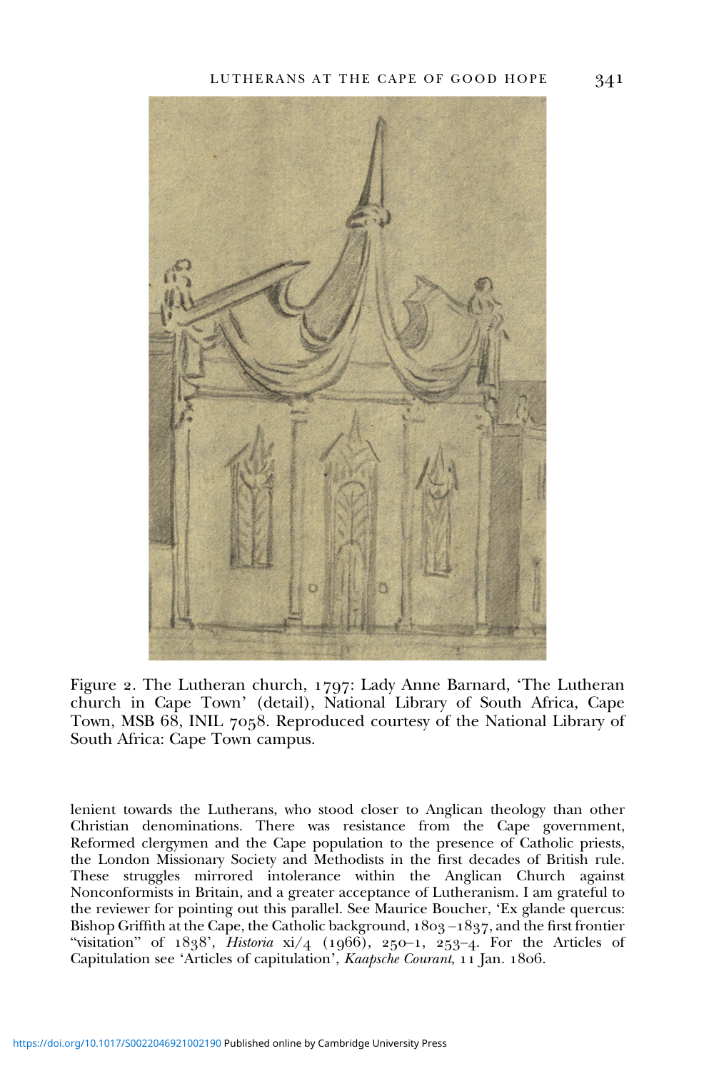Figure 2. The Lutheran church, 1797: Lady Anne Barnard, 'The Lutheran church in Cape Town' (detail), National Library of South Africa, Cape Town, MSB 68, INIL 7058. Reproduced courtesy of the National Library of South Africa: Cape Town campus.

lenient towards the Lutherans, who stood closer to Anglican theology than other Christian denominations. There was resistance from the Cape government, Reformed clergymen and the Cape population to the presence of Catholic priests, the London Missionary Society and Methodists in the first decades of British rule. These struggles mirrored intolerance within the Anglican Church against Nonconformists in Britain, and a greater acceptance of Lutheranism. I am grateful to the reviewer for pointing out this parallel. See Maurice Boucher, 'Ex glande quercus: Bishop Griffith at the Cape, the Catholic background, 1803–1837, and the first frontier "visitation" of 1838', *Historia* xi/4 (1966), 250–1, 253–4. For the Articles of Capitulation see 'Articles of capitulation', *Kaapsche Courant*, 11 Jan. 1806.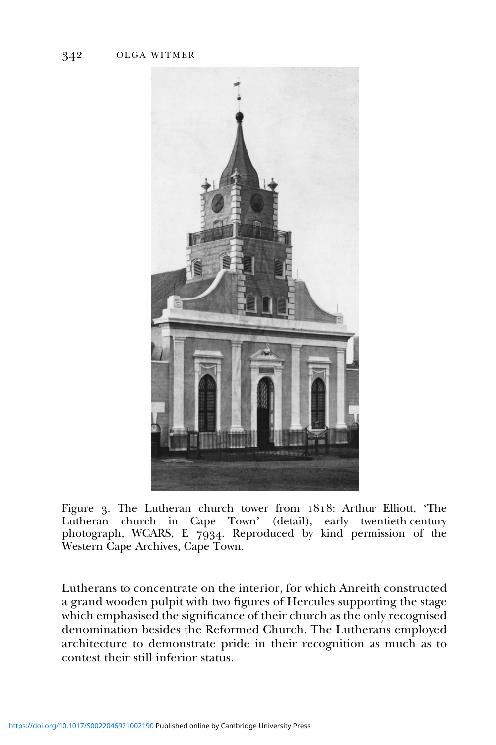Figure 3. The Lutheran church tower from 1818: Arthur Elliott, 'The Lutheran church in Cape Town' (detail), early twentieth-century photograph, WCARS, E 7934. Reproduced by kind permission of the Western Cape Archives, Cape Town.

Lutherans to concentrate on the interior, for which Anreith constructed a grand wooden pulpit with two figures of Hercules supporting the stage which emphasised the significance of their church as the only recognised denomination besides the Reformed Church. The Lutherans employed architecture to demonstrate pride in their recognition as much as to contest their still inferior status.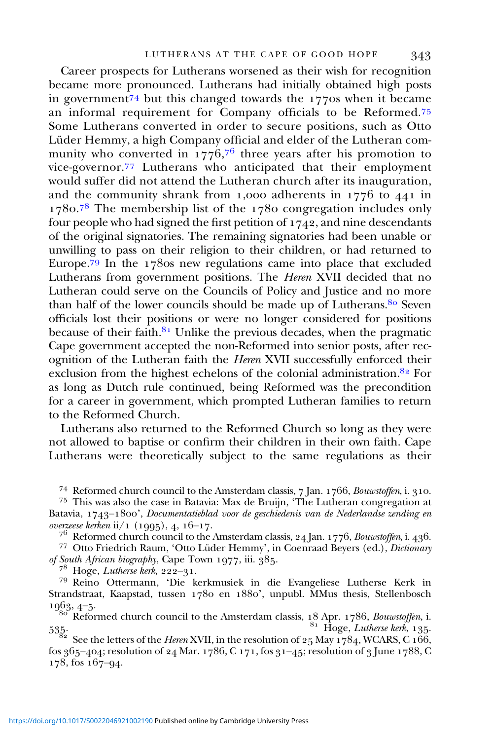Career prospects for Lutherans worsened as their wish for recognition became more pronounced. Lutherans had initially obtained high posts in government[74] but this changed towards the 1770s when it became an informal requirement for Company officials to be Reformed.[75] Some Lutherans converted in order to secure positions, such as Otto Lüder Hemmy, a high Company official and elder of the Lutheran community who converted in 1776,[76] three years after his promotion to vice-governor.[77] Lutherans who anticipated that their employment would suffer did not attend the Lutheran church after its inauguration, and the community shrank from 1,000 adherents in 1776 to 441 in 1780.[78] The membership list of the 1780 congregation includes only four people who had signed the first petition of 1742, and nine descendants of the original signatories. The remaining signatories had been unable or unwilling to pass on their religion to their children, or had returned to Europe.[79] In the 1780s new regulations came into place that excluded Lutherans from government positions. The *Heren* XVII decided that no Lutheran could serve on the Councils of Policy and Justice and no more than half of the lower councils should be made up of Lutherans.[80] Seven officials lost their positions or were no longer considered for positions because of their faith.[81] Unlike the previous decades, when the pragmatic Cape government accepted the non-Reformed into senior posts, after recognition of the Lutheran faith the *Heren* XVII successfully enforced their exclusion from the highest echelons of the colonial administration.[82] For as long as Dutch rule continued, being Reformed was the precondition for a career in government, which prompted Lutheran families to return to the Reformed Church.

Lutherans also returned to the Reformed Church so long as they were not allowed to baptise or confirm their children in their own faith. Cape Lutherans were theoretically subject to the same regulations as their

---

[74] Reformed church council to the Amsterdam classis, 7 Jan. 1766, *Bouwstoffen*, i. 310.

[75] This was also the case in Batavia: Max de Bruijn, 'The Lutheran congregation at Batavia, 1743–1800', *Documentatieblad voor de geschiedenis van de Nederlandse zending en overzeese kerken* ii/1 (1995), 4, 16–17.

[76] Reformed church council to the Amsterdam classis, 24 Jan. 1776, *Bouwstoffen*, i. 436.

[77] Otto Friedrich Raum, 'Otto Lüder Hemmy', in Coenraad Beyers (ed.), *Dictionary of South African biography*, Cape Town 1977, iii. 385.

[78] Hoge, *Lutherse kerk*, 222–31.

[79] Reino Ottermann, 'Die kerkmusiek in die Evangeliese Lutherse Kerk in Strandstraat, Kaapstad, tussen 1780 en 1880', unpubl. MMus thesis, Stellenbosch 1963, 4–5.

[80] Reformed church council to the Amsterdam classis, 18 Apr. 1786, *Bouwstoffen*, i. 535.

[81] Hoge, *Lutherse kerk*, 135.

[82] See the letters of the *Heren* XVII, in the resolution of 25 May 1784, WCARS, C 166, fos 365–404; resolution of 24 Mar. 1786, C 171, fos 31–45; resolution of 3 June 1788, C 178, fos 167–94.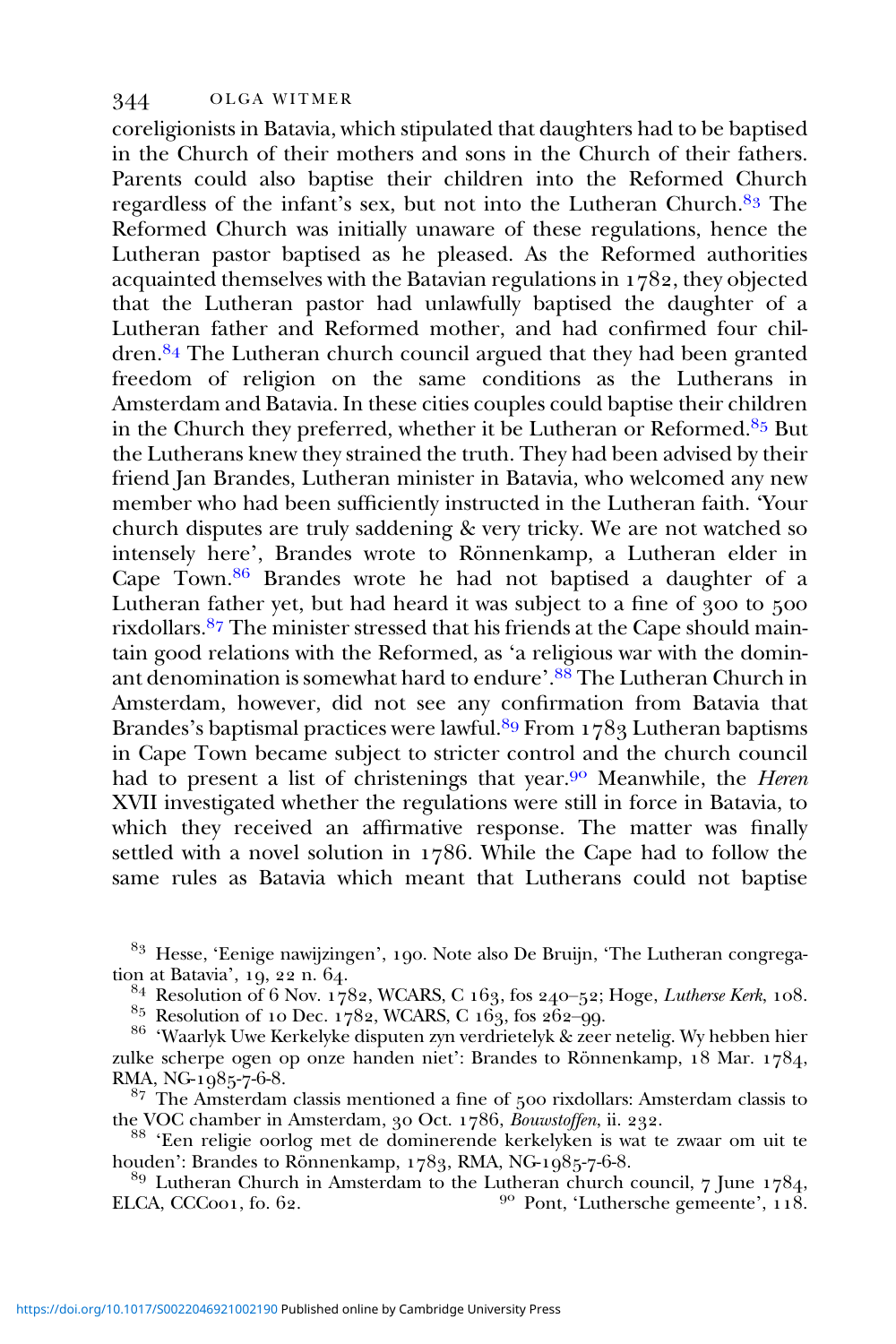coreligionists in Batavia, which stipulated that daughters had to be baptised in the Church of their mothers and sons in the Church of their fathers. Parents could also baptise their children into the Reformed Church regardless of the infant's sex, but not into the Lutheran Church.[83] The Reformed Church was initially unaware of these regulations, hence the Lutheran pastor baptised as he pleased. As the Reformed authorities acquainted themselves with the Batavian regulations in 1782, they objected that the Lutheran pastor had unlawfully baptised the daughter of a Lutheran father and Reformed mother, and had confirmed four children.[84] The Lutheran church council argued that they had been granted freedom of religion on the same conditions as the Lutherans in Amsterdam and Batavia. In these cities couples could baptise their children in the Church they preferred, whether it be Lutheran or Reformed.[85] But the Lutherans knew they strained the truth. They had been advised by their friend Jan Brandes, Lutheran minister in Batavia, who welcomed any new member who had been sufficiently instructed in the Lutheran faith. 'Your church disputes are truly saddening & very tricky. We are not watched so intensely here', Brandes wrote to Rönnenkamp, a Lutheran elder in Cape Town.[86] Brandes wrote he had not baptised a daughter of a Lutheran father yet, but had heard it was subject to a fine of 300 to 500 rixdollars.[87] The minister stressed that his friends at the Cape should maintain good relations with the Reformed, as 'a religious war with the dominant denomination is somewhat hard to endure'.[88] The Lutheran Church in Amsterdam, however, did not see any confirmation from Batavia that Brandes's baptismal practices were lawful.[89] From 1783 Lutheran baptisms in Cape Town became subject to stricter control and the church council had to present a list of christenings that year.[90] Meanwhile, the *Heren* XVII investigated whether the regulations were still in force in Batavia, to which they received an affirmative response. The matter was finally settled with a novel solution in 1786. While the Cape had to follow the same rules as Batavia which meant that Lutherans could not baptise

[83] Hesse, 'Eenige nawijzingen', 190. Note also De Bruijn, 'The Lutheran congregation at Batavia', 19, 22 n. 64.

[84] Resolution of 6 Nov. 1782, WCARS, C 163, fos 240–52; Hoge, *Lutherse Kerk*, 108.

[85] Resolution of 10 Dec. 1782, WCARS, C 163, fos 262–99.

[86] 'Waarlyk Uwe Kerkelyke disputen zyn verdrietelyk & zeer netelig. Wy hebben hier zulke scherpe ogen op onze handen niet': Brandes to Rönnenkamp, 18 Mar. 1784, RMA, NG-1985-7-6-8.

[87] The Amsterdam classis mentioned a fine of 500 rixdollars: Amsterdam classis to the VOC chamber in Amsterdam, 30 Oct. 1786, *Bouwstoffen*, ii. 232.

[88] 'Een religie oorlog met de dominerende kerkelyken is wat te zwaar om uit te houden': Brandes to Rönnenkamp, 1783, RMA, NG-1985-7-6-8.

[89] Lutheran Church in Amsterdam to the Lutheran church council, 7 June 1784, ELCA, CCC001, fo. 62.

[90] Pont, 'Luthersche gemeente', 118.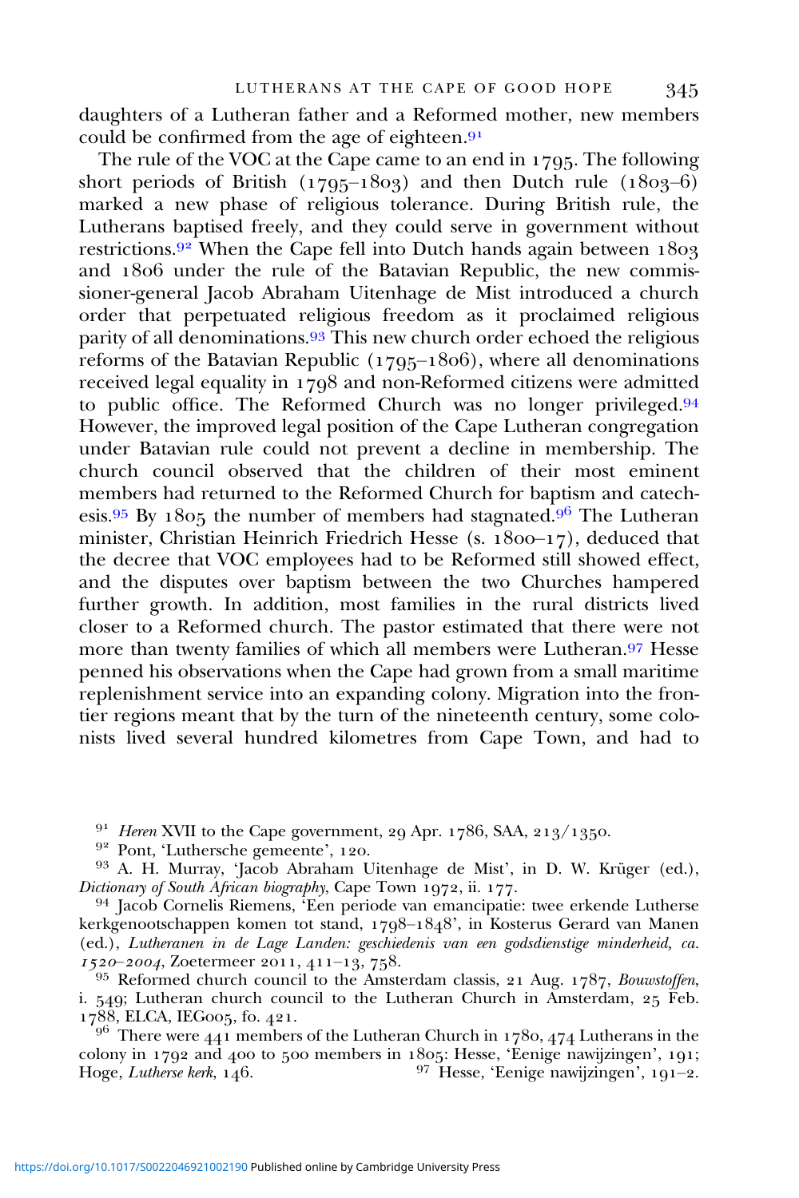daughters of a Lutheran father and a Reformed mother, new members could be confirmed from the age of eighteen.[91]

The rule of the VOC at the Cape came to an end in 1795. The following short periods of British (1795–1803) and then Dutch rule (1803–6) marked a new phase of religious tolerance. During British rule, the Lutherans baptised freely, and they could serve in government without restrictions.[92] When the Cape fell into Dutch hands again between 1803 and 1806 under the rule of the Batavian Republic, the new commissioner-general Jacob Abraham Uitenhage de Mist introduced a church order that perpetuated religious freedom as it proclaimed religious parity of all denominations.[93] This new church order echoed the religious reforms of the Batavian Republic (1795–1806), where all denominations received legal equality in 1798 and non-Reformed citizens were admitted to public office. The Reformed Church was no longer privileged.[94] However, the improved legal position of the Cape Lutheran congregation under Batavian rule could not prevent a decline in membership. The church council observed that the children of their most eminent members had returned to the Reformed Church for baptism and catechesis.[95] By 1805 the number of members had stagnated.[96] The Lutheran minister, Christian Heinrich Friedrich Hesse (s. 1800–17), deduced that the decree that VOC employees had to be Reformed still showed effect, and the disputes over baptism between the two Churches hampered further growth. In addition, most families in the rural districts lived closer to a Reformed church. The pastor estimated that there were not more than twenty families of which all members were Lutheran.[97] Hesse penned his observations when the Cape had grown from a small maritime replenishment service into an expanding colony. Migration into the frontier regions meant that by the turn of the nineteenth century, some colonists lived several hundred kilometres from Cape Town, and had to

---

[91] *Heren* XVII to the Cape government, 29 Apr. 1786, SAA, 213/1350.

[92] Pont, 'Luthersche gemeente', 120.

[93] A. H. Murray, 'Jacob Abraham Uitenhage de Mist', in D. W. Krüger (ed.), *Dictionary of South African biography*, Cape Town 1972, ii. 177.

[94] Jacob Cornelis Riemens, 'Een periode van emancipatie: twee erkende Lutherse kerkgenootschappen komen tot stand, 1798–1848', in Kosterus Gerard van Manen (ed.), *Lutheranen in de Lage Landen: geschiedenis van een godsdienstige minderheid, ca. 1520–2004*, Zoetermeer 2011, 411–13, 758.

[95] Reformed church council to the Amsterdam classis, 21 Aug. 1787, *Bouwstoffen*, i. 549; Lutheran church council to the Lutheran Church in Amsterdam, 25 Feb. 1788, ELCA, IEG005, fo. 421.

[96] There were 441 members of the Lutheran Church in 1780, 474 Lutherans in the colony in 1792 and 400 to 500 members in 1805: Hesse, 'Eenige nawijzingen', 191; Hoge, *Lutherse kerk*, 146.

[97] Hesse, 'Eenige nawijzingen', 191–2.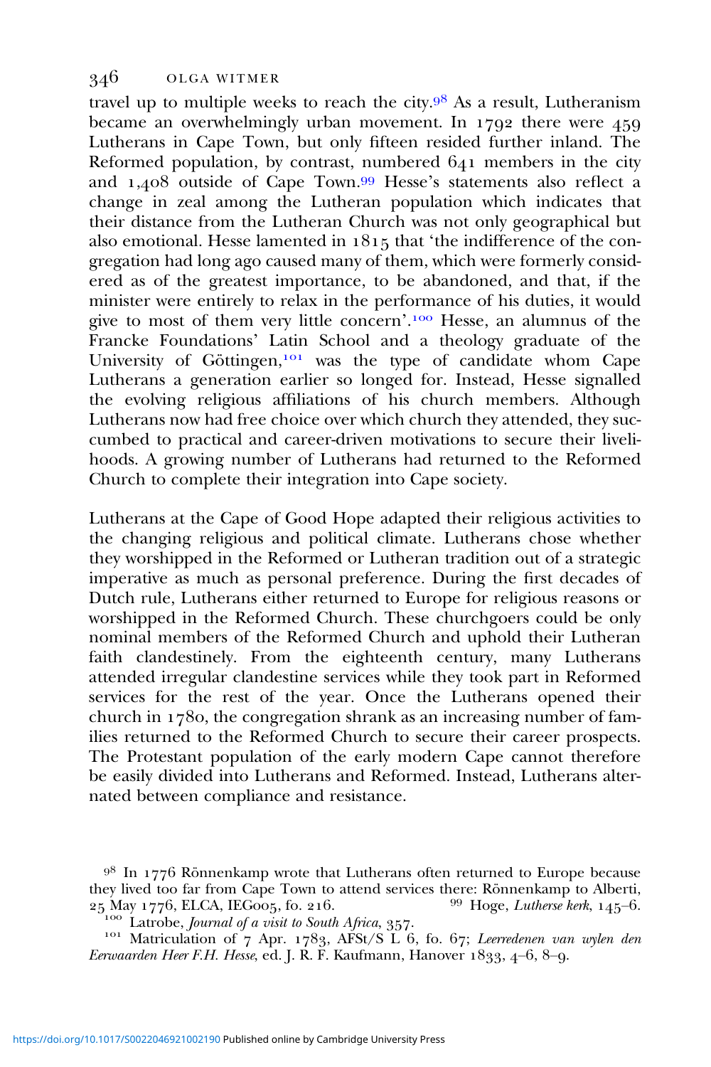travel up to multiple weeks to reach the city.[98] As a result, Lutheranism became an overwhelmingly urban movement. In 1792 there were 459 Lutherans in Cape Town, but only fifteen resided further inland. The Reformed population, by contrast, numbered 641 members in the city and 1,408 outside of Cape Town.[99] Hesse's statements also reflect a change in zeal among the Lutheran population which indicates that their distance from the Lutheran Church was not only geographical but also emotional. Hesse lamented in 1815 that 'the indifference of the congregation had long ago caused many of them, which were formerly considered as of the greatest importance, to be abandoned, and that, if the minister were entirely to relax in the performance of his duties, it would give to most of them very little concern'.[100] Hesse, an alumnus of the Francke Foundations' Latin School and a theology graduate of the University of Göttingen,[101] was the type of candidate whom Cape Lutherans a generation earlier so longed for. Instead, Hesse signalled the evolving religious affiliations of his church members. Although Lutherans now had free choice over which church they attended, they succumbed to practical and career-driven motivations to secure their livelihoods. A growing number of Lutherans had returned to the Reformed Church to complete their integration into Cape society.

Lutherans at the Cape of Good Hope adapted their religious activities to the changing religious and political climate. Lutherans chose whether they worshipped in the Reformed or Lutheran tradition out of a strategic imperative as much as personal preference. During the first decades of Dutch rule, Lutherans either returned to Europe for religious reasons or worshipped in the Reformed Church. These churchgoers could be only nominal members of the Reformed Church and uphold their Lutheran faith clandestinely. From the eighteenth century, many Lutherans attended irregular clandestine services while they took part in Reformed services for the rest of the year. Once the Lutherans opened their church in 1780, the congregation shrank as an increasing number of families returned to the Reformed Church to secure their career prospects. The Protestant population of the early modern Cape cannot therefore be easily divided into Lutherans and Reformed. Instead, Lutherans alternated between compliance and resistance.

[98] In 1776 Rönnenkamp wrote that Lutherans often returned to Europe because they lived too far from Cape Town to attend services there: Rönnenkamp to Alberti, 25 May 1776, ELCA, IEG005, fo. 216.

[99] Hoge, *Lutherse kerk*, 145–6.

[100] Latrobe, *Journal of a visit to South Africa*, 357.

[101] Matriculation of 7 Apr. 1783, AFSt/S L 6, fo. 67; *Leerredenen van wylen den Eerwaarden Heer F.H. Hesse*, ed. J. R. F. Kaufmann, Hanover 1833, 4–6, 8–9.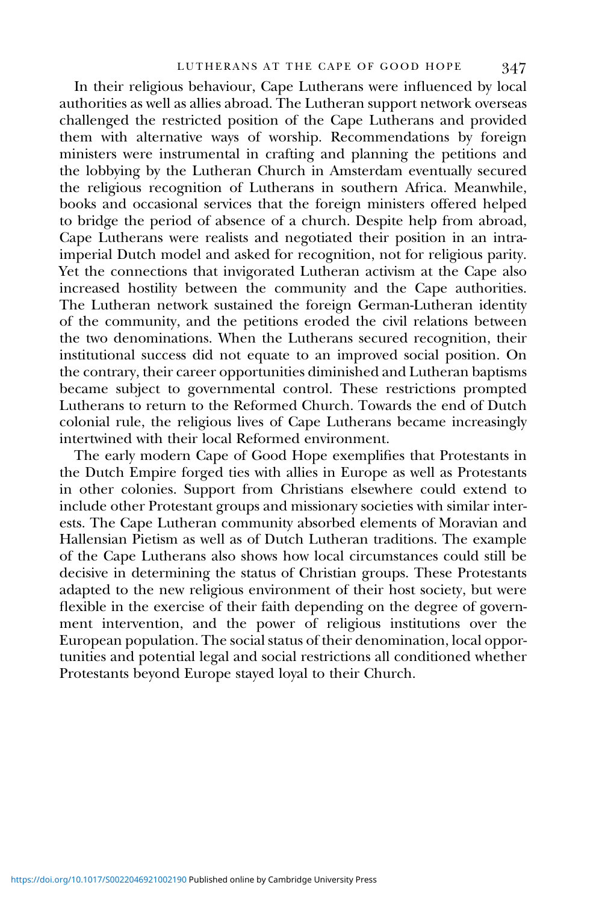In their religious behaviour, Cape Lutherans were influenced by local authorities as well as allies abroad. The Lutheran support network overseas challenged the restricted position of the Cape Lutherans and provided them with alternative ways of worship. Recommendations by foreign ministers were instrumental in crafting and planning the petitions and the lobbying by the Lutheran Church in Amsterdam eventually secured the religious recognition of Lutherans in southern Africa. Meanwhile, books and occasional services that the foreign ministers offered helped to bridge the period of absence of a church. Despite help from abroad, Cape Lutherans were realists and negotiated their position in an intra-imperial Dutch model and asked for recognition, not for religious parity. Yet the connections that invigorated Lutheran activism at the Cape also increased hostility between the community and the Cape authorities. The Lutheran network sustained the foreign German-Lutheran identity of the community, and the petitions eroded the civil relations between the two denominations. When the Lutherans secured recognition, their institutional success did not equate to an improved social position. On the contrary, their career opportunities diminished and Lutheran baptisms became subject to governmental control. These restrictions prompted Lutherans to return to the Reformed Church. Towards the end of Dutch colonial rule, the religious lives of Cape Lutherans became increasingly intertwined with their local Reformed environment.

The early modern Cape of Good Hope exemplifies that Protestants in the Dutch Empire forged ties with allies in Europe as well as Protestants in other colonies. Support from Christians elsewhere could extend to include other Protestant groups and missionary societies with similar interests. The Cape Lutheran community absorbed elements of Moravian and Hallensian Pietism as well as of Dutch Lutheran traditions. The example of the Cape Lutherans also shows how local circumstances could still be decisive in determining the status of Christian groups. These Protestants adapted to the new religious environment of their host society, but were flexible in the exercise of their faith depending on the degree of government intervention, and the power of religious institutions over the European population. The social status of their denomination, local opportunities and potential legal and social restrictions all conditioned whether Protestants beyond Europe stayed loyal to their Church.